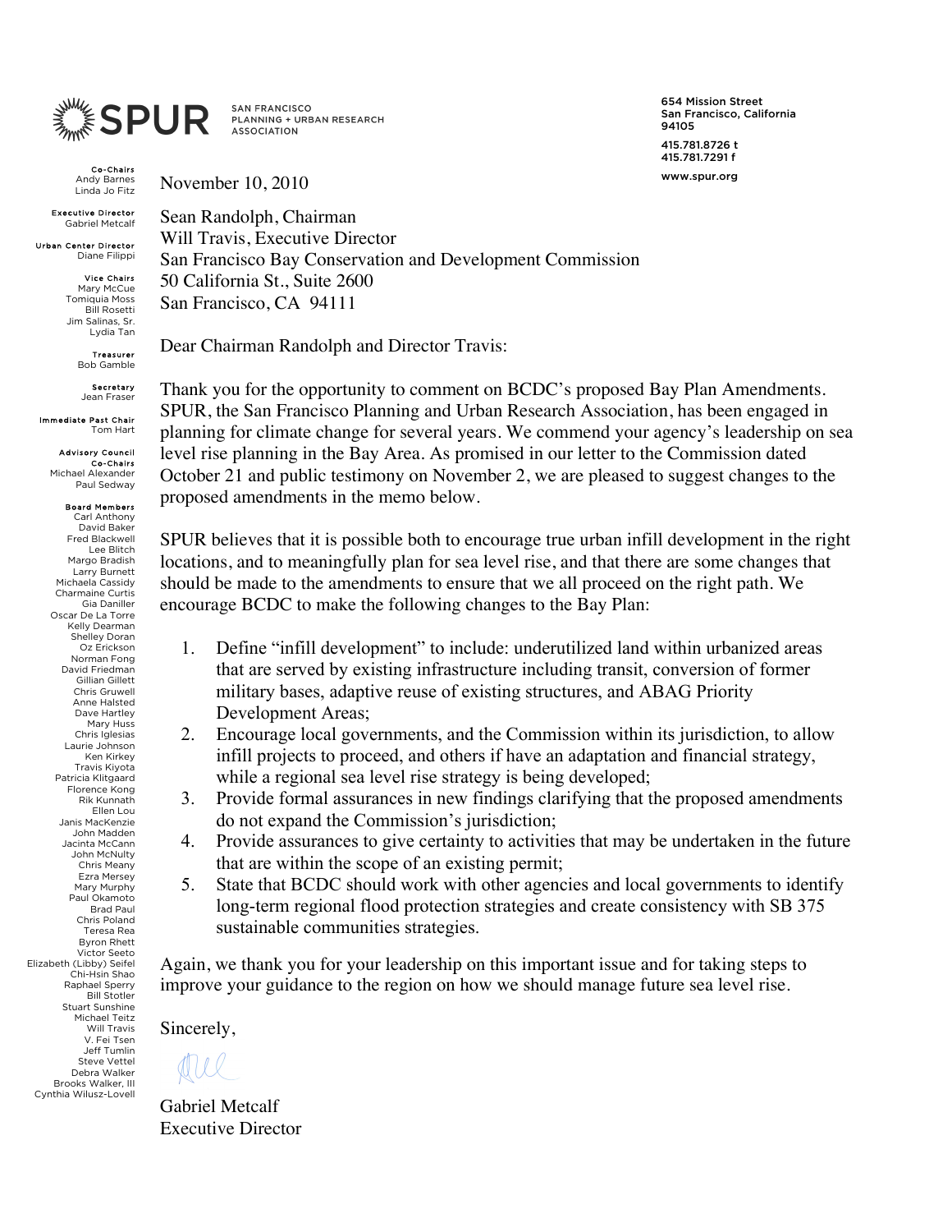**SPUR** SAN FRANCISCO PLANNING + URBAN RESEARCH ASSOCIATION

654 Mission Street
San Francisco, California
94105

415.781.8726 t
415.781.7291 f

www.spur.org

**Co-Chairs**
Andy Barnes
Linda Jo Fitz

**Executive Director**
Gabriel Metcalf

**Urban Center Director**
Diane Filippi

**Vice Chairs**
Mary McCue
Tomiquia Moss
Bill Rosetti
Jim Salinas, Sr.
Lydia Tan

**Treasurer**
Bob Gamble

**Secretary**
Jean Fraser

**Immediate Past Chair**
Tom Hart

**Advisory Council Co-Chairs**
Michael Alexander
Paul Sedway

**Board Members**
Carl Anthony
David Baker
Fred Blackwell
Lee Blitch
Margo Bradish
Larry Burnett
Michaela Cassidy
Charmaine Curtis
Gia Daniller
Oscar De La Torre
Kelly Dearman
Shelley Doran
Oz Erickson
Norman Fong
David Friedman
Gillian Gillett
Chris Gruwell
Anne Halsted
Dave Hartley
Mary Huss
Chris Iglesias
Laurie Johnson
Ken Kirkey
Travis Kiyota
Patricia Klitgaard
Florence Kong
Rik Kunnath
Ellen Lou
Janis MacKenzie
John Madden
Jacinta McCann
John McNulty
Chris Meany
Ezra Mersey
Mary Murphy
Paul Okamoto
Brad Paul
Chris Poland
Teresa Rea
Byron Rhett
Victor Seeto
Elizabeth (Libby) Seifel
Chi-Hsin Shao
Raphael Sperry
Bill Stotler
Stuart Sunshine
Michael Teitz
Will Travis
V. Fei Tsen
Jeff Tumlin
Steve Vettel
Debra Walker
Brooks Walker, III
Cynthia Wilusz-Lovell

November 10, 2010

Sean Randolph, Chairman
Will Travis, Executive Director
San Francisco Bay Conservation and Development Commission
50 California St., Suite 2600
San Francisco, CA 94111

Dear Chairman Randolph and Director Travis:

Thank you for the opportunity to comment on BCDC's proposed Bay Plan Amendments. SPUR, the San Francisco Planning and Urban Research Association, has been engaged in planning for climate change for several years. We commend your agency's leadership on sea level rise planning in the Bay Area. As promised in our letter to the Commission dated October 21 and public testimony on November 2, we are pleased to suggest changes to the proposed amendments in the memo below.

SPUR believes that it is possible both to encourage true urban infill development in the right locations, and to meaningfully plan for sea level rise, and that there are some changes that should be made to the amendments to ensure that we all proceed on the right path. We encourage BCDC to make the following changes to the Bay Plan:

1. Define "infill development" to include: underutilized land within urbanized areas that are served by existing infrastructure including transit, conversion of former military bases, adaptive reuse of existing structures, and ABAG Priority Development Areas;
2. Encourage local governments, and the Commission within its jurisdiction, to allow infill projects to proceed, and others if have an adaptation and financial strategy, while a regional sea level rise strategy is being developed;
3. Provide formal assurances in new findings clarifying that the proposed amendments do not expand the Commission's jurisdiction;
4. Provide assurances to give certainty to activities that may be undertaken in the future that are within the scope of an existing permit;
5. State that BCDC should work with other agencies and local governments to identify long-term regional flood protection strategies and create consistency with SB 375 sustainable communities strategies.

Again, we thank you for your leadership on this important issue and for taking steps to improve your guidance to the region on how we should manage future sea level rise.

Sincerely,

Gabriel Metcalf
Executive Director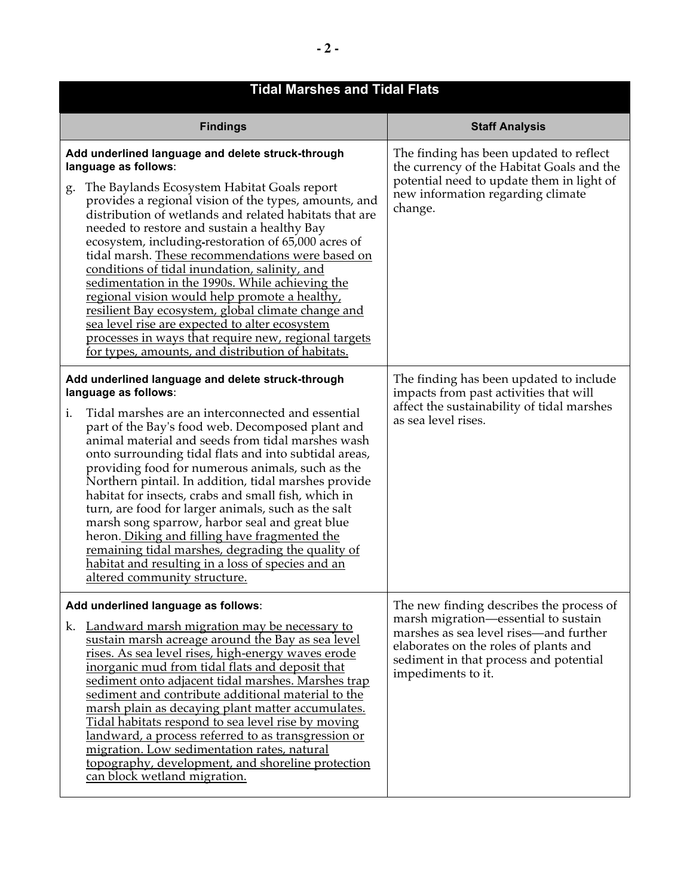| Tidal Marshes and Tidal Flats | |
|---|---|
| **Findings** | **Staff Analysis** |
| **Add underlined language and delete struck-through language as follows**:<br><br>g. The Baylands Ecosystem Habitat Goals report provides a regional vision of the types, amounts, and distribution of wetlands and related habitats that are needed to restore and sustain a healthy Bay ecosystem, including restoration of 65,000 acres of tidal marsh. <u>These recommendations were based on conditions of tidal inundation, salinity, and sedimentation in the 1990s. While achieving the regional vision would help promote a healthy, resilient Bay ecosystem, global climate change and sea level rise are expected to alter ecosystem processes in ways that require new, regional targets for types, amounts, and distribution of habitats.</u> | The finding has been updated to reflect the currency of the Habitat Goals and the potential need to update them in light of new information regarding climate change. |
| **Add underlined language and delete struck-through language as follows**:<br><br>i. Tidal marshes are an interconnected and essential part of the Bay's food web. Decomposed plant and animal material and seeds from tidal marshes wash onto surrounding tidal flats and into subtidal areas, providing food for numerous animals, such as the Northern pintail. In addition, tidal marshes provide habitat for insects, crabs and small fish, which in turn, are food for larger animals, such as the salt marsh song sparrow, harbor seal and great blue heron. <u>Diking and filling have fragmented the remaining tidal marshes, degrading the quality of habitat and resulting in a loss of species and an altered community structure.</u> | The finding has been updated to include impacts from past activities that will affect the sustainability of tidal marshes as sea level rises. |
| **Add underlined language as follows**:<br><br>k. <u>Landward marsh migration may be necessary to sustain marsh acreage around the Bay as sea level rises. As sea level rises, high-energy waves erode inorganic mud from tidal flats and deposit that sediment onto adjacent tidal marshes. Marshes trap sediment and contribute additional material to the marsh plain as decaying plant matter accumulates. Tidal habitats respond to sea level rise by moving landward, a process referred to as transgression or migration. Low sedimentation rates, natural topography, development, and shoreline protection can block wetland migration.</u> | The new finding describes the process of marsh migration—essential to sustain marshes as sea level rises—and further elaborates on the roles of plants and sediment in that process and potential impediments to it. |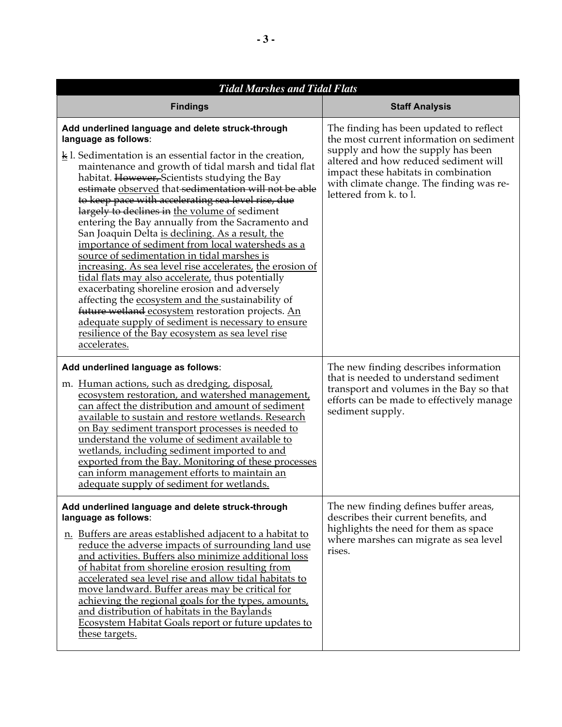| *Tidal Marshes and Tidal Flats* | |
|---|---|
| **Findings** | **Staff Analysis** |
| **Add underlined language and delete struck-through language as follows**:<br><br>~~k~~ l. Sedimentation is an essential factor in the creation, maintenance and growth of tidal marsh and tidal flat habitat. ~~However,~~ Scientists studying the Bay ~~estimate~~ <u>observed</u> that ~~sedimentation will not be able to keep pace with accelerating sea level rise, due largely to declines in~~ <u>the volume of</u> sediment entering the Bay annually from the Sacramento and San Joaquin Delta <u>is declining. As a result, the importance of sediment from local watersheds as a source of sedimentation in tidal marshes is increasing. As sea level rise accelerates,</u> <u>the erosion of tidal flats may also accelerate,</u> thus potentially exacerbating shoreline erosion and adversely affecting the <u>ecosystem and the</u> sustainability of ~~future wetland~~ <u>ecosystem</u> restoration projects. <u>An adequate supply of sediment is necessary to ensure resilience of the Bay ecosystem as sea level rise accelerates.</u> | The finding has been updated to reflect the most current information on sediment supply and how the supply has been altered and how reduced sediment will impact these habitats in combination with climate change. The finding was re-lettered from k. to l. |
| **Add underlined language as follows**:<br><br>m. <u>Human actions, such as dredging, disposal, ecosystem restoration, and watershed management, can affect the distribution and amount of sediment available to sustain and restore wetlands. Research on Bay sediment transport processes is needed to understand the volume of sediment available to wetlands, including sediment imported to and exported from the Bay. Monitoring of these processes can inform management efforts to maintain an adequate supply of sediment for wetlands.</u> | The new finding describes information that is needed to understand sediment transport and volumes in the Bay so that efforts can be made to effectively manage sediment supply. |
| **Add underlined language and delete struck-through language as follows**:<br><br><u>n.</u> <u>Buffers are areas established adjacent to a habitat to reduce the adverse impacts of surrounding land use and activities. Buffers also minimize additional loss of habitat from shoreline erosion resulting from accelerated sea level rise and allow tidal habitats to move landward. Buffer areas may be critical for achieving the regional goals for the types, amounts, and distribution of habitats in the Baylands Ecosystem Habitat Goals report or future updates to these targets.</u> | The new finding defines buffer areas, describes their current benefits, and highlights the need for them as space where marshes can migrate as sea level rises. |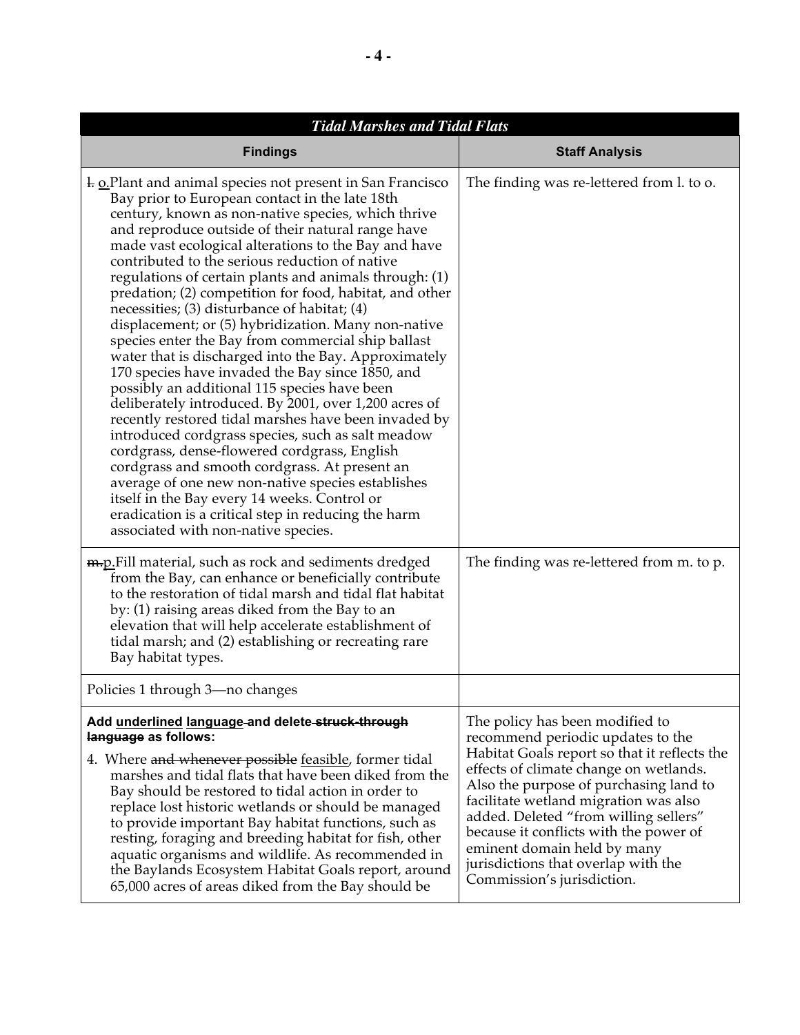| *Tidal Marshes and Tidal Flats* | |
|---|---|
| **Findings** | **Staff Analysis** |
| ~~l.~~ <u>o.</u>Plant and animal species not present in San Francisco Bay prior to European contact in the late 18th century, known as non-native species, which thrive and reproduce outside of their natural range have made vast ecological alterations to the Bay and have contributed to the serious reduction of native regulations of certain plants and animals through: (1) predation; (2) competition for food, habitat, and other necessities; (3) disturbance of habitat; (4) displacement; or (5) hybridization. Many non-native species enter the Bay from commercial ship ballast water that is discharged into the Bay. Approximately 170 species have invaded the Bay since 1850, and possibly an additional 115 species have been deliberately introduced. By 2001, over 1,200 acres of recently restored tidal marshes have been invaded by introduced cordgrass species, such as salt meadow cordgrass, dense-flowered cordgrass, English cordgrass and smooth cordgrass. At present an average of one new non-native species establishes itself in the Bay every 14 weeks. Control or eradication is a critical step in reducing the harm associated with non-native species. | The finding was re-lettered from l. to o. |
| ~~m.~~<u>p.</u>Fill material, such as rock and sediments dredged from the Bay, can enhance or beneficially contribute to the restoration of tidal marsh and tidal flat habitat by: (1) raising areas diked from the Bay to an elevation that will help accelerate establishment of tidal marsh; and (2) establishing or recreating rare Bay habitat types. | The finding was re-lettered from m. to p. |
| Policies 1 through 3—no changes | |
| **Add <u>underlined</u> <u>language</u> and delete ~~struck-through language~~ as follows:**<br><br>4. Where ~~and whenever possible~~ <u>feasible</u>, former tidal marshes and tidal flats that have been diked from the Bay should be restored to tidal action in order to replace lost historic wetlands or should be managed to provide important Bay habitat functions, such as resting, foraging and breeding habitat for fish, other aquatic organisms and wildlife. As recommended in the Baylands Ecosystem Habitat Goals report, around 65,000 acres of areas diked from the Bay should be | The policy has been modified to recommend periodic updates to the Habitat Goals report so that it reflects the effects of climate change on wetlands. Also the purpose of purchasing land to facilitate wetland migration was also added. Deleted "from willing sellers" because it conflicts with the power of eminent domain held by many jurisdictions that overlap with the Commission's jurisdiction. |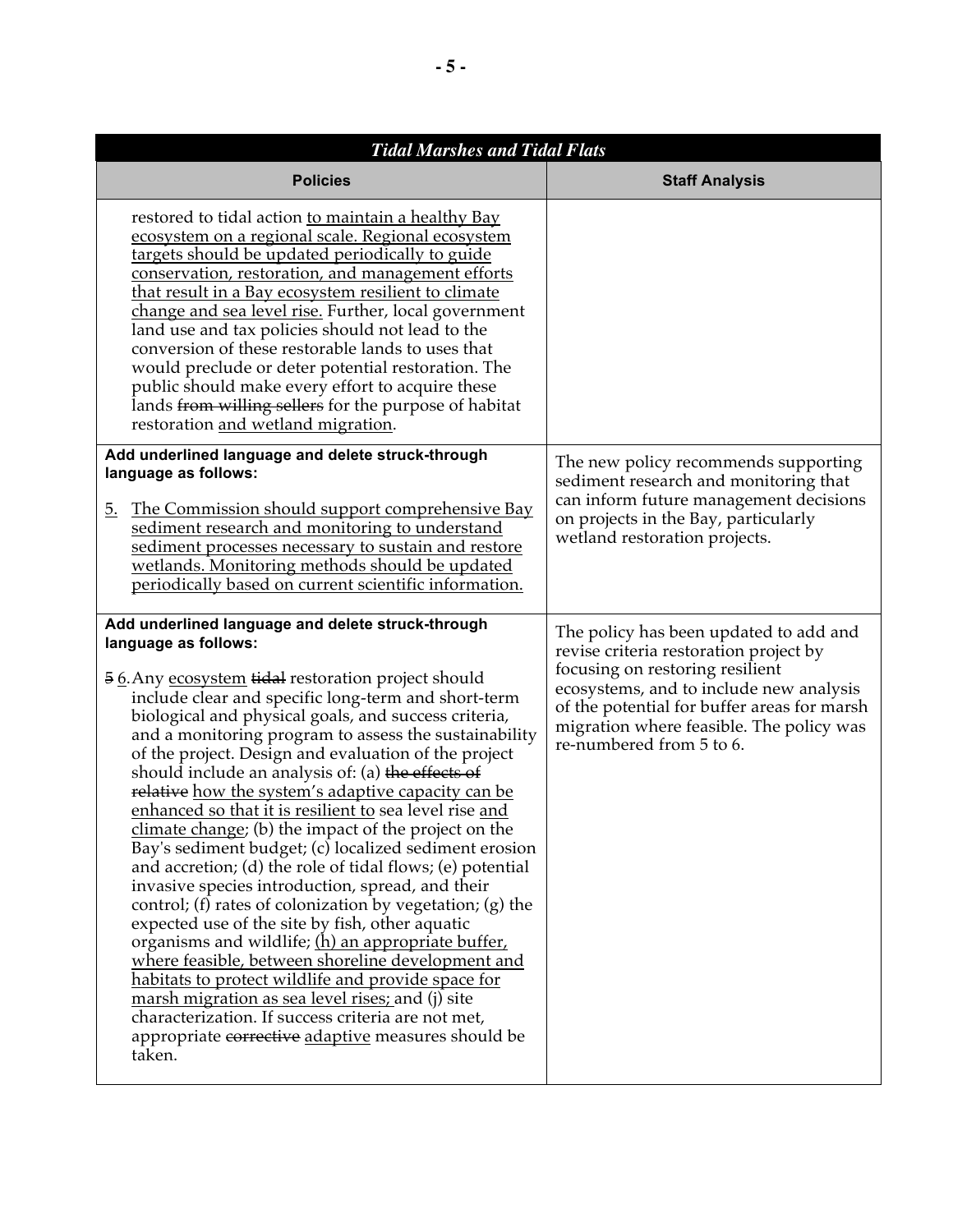| *Tidal Marshes and Tidal Flats* | |
|---|---|
| **Policies** | **Staff Analysis** |
| restored to tidal action <u>to maintain a healthy Bay ecosystem on a regional scale. Regional ecosystem targets should be updated periodically to guide conservation, restoration, and management efforts that result in a Bay ecosystem resilient to climate change and sea level rise.</u> Further, local government land use and tax policies should not lead to the conversion of these restorable lands to uses that would preclude or deter potential restoration. The public should make every effort to acquire these lands ~~from willing sellers~~ for the purpose of habitat restoration <u>and wetland migration</u>. | |
| **Add underlined language and delete struck-through language as follows:**<br><br><u>5. The Commission should support comprehensive Bay sediment research and monitoring to understand sediment processes necessary to sustain and restore wetlands. Monitoring methods should be updated periodically based on current scientific information.</u> | The new policy recommends supporting sediment research and monitoring that can inform future management decisions on projects in the Bay, particularly wetland restoration projects. |
| **Add underlined language and delete struck-through language as follows:**<br><br>~~5~~ <u>6</u>. Any <u>ecosystem</u> ~~tidal~~ restoration project should include clear and specific long-term and short-term biological and physical goals, and success criteria, and a monitoring program to assess the sustainability of the project. Design and evaluation of the project should include an analysis of: (a) ~~the effects of relative~~ <u>how the system's adaptive capacity can be enhanced so that it is resilient to</u> sea level rise <u>and climate change</u>; (b) the impact of the project on the Bay's sediment budget; (c) localized sediment erosion and accretion; (d) the role of tidal flows; (e) potential invasive species introduction, spread, and their control; (f) rates of colonization by vegetation; (g) the expected use of the site by fish, other aquatic organisms and wildlife; <u>(h) an appropriate buffer, where feasible, between shoreline development and habitats to protect wildlife and provide space for marsh migration as sea level rises;</u> and (j) site characterization. If success criteria are not met, appropriate ~~corrective~~ <u>adaptive</u> measures should be taken. | The policy has been updated to add and revise criteria restoration project by focusing on restoring resilient ecosystems, and to include new analysis of the potential for buffer areas for marsh migration where feasible. The policy was re-numbered from 5 to 6. |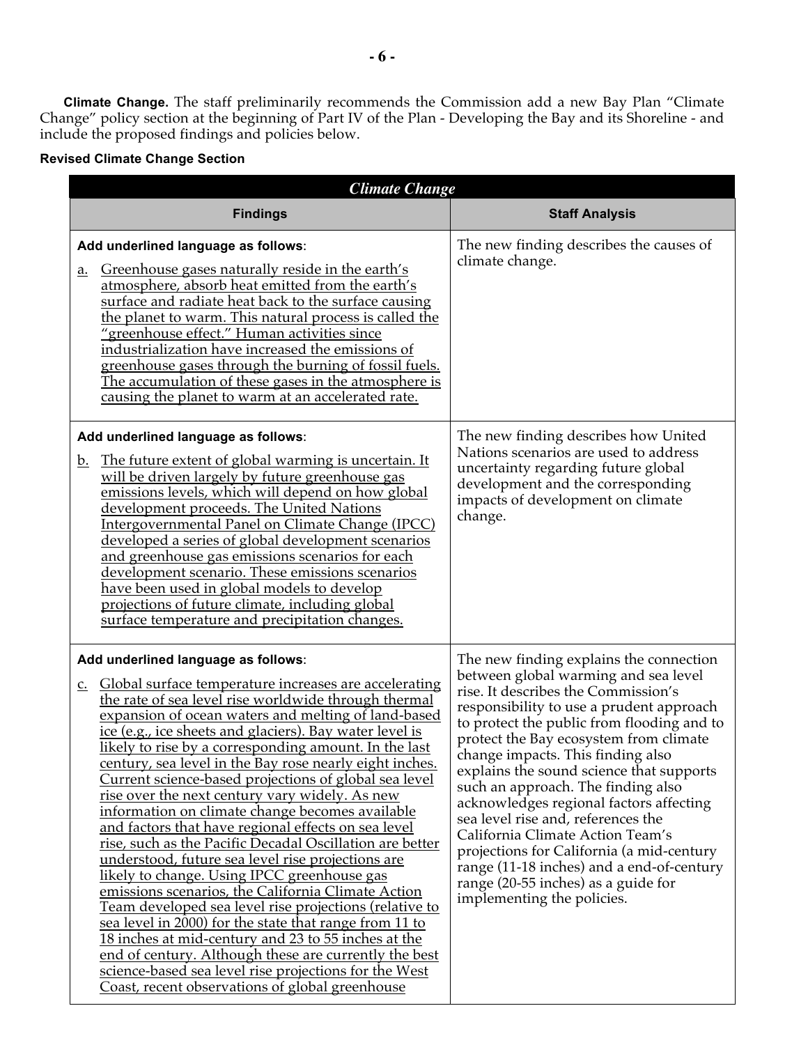**Climate Change.** The staff preliminarily recommends the Commission add a new Bay Plan "Climate Change" policy section at the beginning of Part IV of the Plan - Developing the Bay and its Shoreline - and include the proposed findings and policies below.

**Revised Climate Change Section**

| *Climate Change* | |
|---|---|
| **Findings** | **Staff Analysis** |
| **Add underlined language as follows:**<br><br>a. <u>Greenhouse gases naturally reside in the earth's atmosphere, absorb heat emitted from the earth's surface and radiate heat back to the surface causing the planet to warm. This natural process is called the "greenhouse effect." Human activities since industrialization have increased the emissions of greenhouse gases through the burning of fossil fuels. The accumulation of these gases in the atmosphere is causing the planet to warm at an accelerated rate.</u> | The new finding describes the causes of climate change. |
| **Add underlined language as follows:**<br><br>b. <u>The future extent of global warming is uncertain. It will be driven largely by future greenhouse gas emissions levels, which will depend on how global development proceeds. The United Nations Intergovernmental Panel on Climate Change (IPCC) developed a series of global development scenarios and greenhouse gas emissions scenarios for each development scenario. These emissions scenarios have been used in global models to develop projections of future climate, including global surface temperature and precipitation changes.</u> | The new finding describes how United Nations scenarios are used to address uncertainty regarding future global development and the corresponding impacts of development on climate change. |
| **Add underlined language as follows:**<br><br>c. <u>Global surface temperature increases are accelerating the rate of sea level rise worldwide through thermal expansion of ocean waters and melting of land-based ice (e.g., ice sheets and glaciers). Bay water level is likely to rise by a corresponding amount. In the last century, sea level in the Bay rose nearly eight inches. Current science-based projections of global sea level rise over the next century vary widely. As new information on climate change becomes available and factors that have regional effects on sea level rise, such as the Pacific Decadal Oscillation are better understood, future sea level rise projections are likely to change. Using IPCC greenhouse gas emissions scenarios, the California Climate Action Team developed sea level rise projections (relative to sea level in 2000) for the state that range from 11 to 18 inches at mid-century and 23 to 55 inches at the end of century. Although these are currently the best science-based sea level rise projections for the West Coast, recent observations of global greenhouse</u> | The new finding explains the connection between global warming and sea level rise. It describes the Commission's responsibility to use a prudent approach to protect the public from flooding and to protect the Bay ecosystem from climate change impacts. This finding also explains the sound science that supports such an approach. The finding also acknowledges regional factors affecting sea level rise and, references the California Climate Action Team's projections for California (a mid-century range (11-18 inches) and a end-of-century range (20-55 inches) as a guide for implementing the policies. |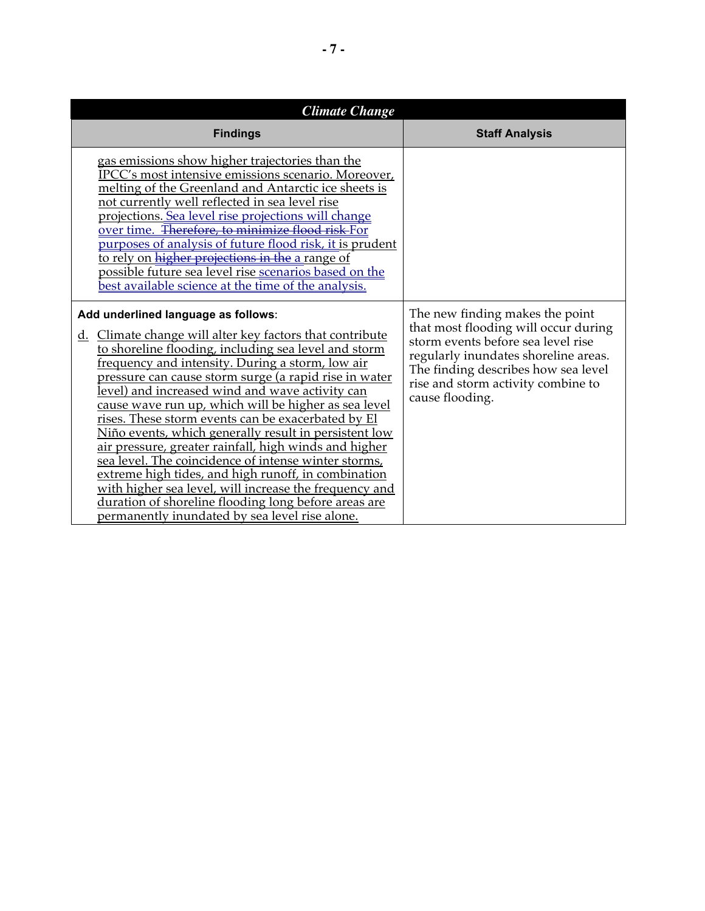| *Climate Change* | |
|---|---|
| **Findings** | **Staff Analysis** |
| gas emissions show higher trajectories than the IPCC's most intensive emissions scenario. Moreover, melting of the Greenland and Antarctic ice sheets is not currently well reflected in sea level rise projections. Sea level rise projections will change over time. ~~Therefore, to minimize flood risk~~ For purposes of analysis of future flood risk, it is prudent to rely on ~~higher projections in the~~ a range of possible future sea level rise scenarios based on the best available science at the time of the analysis. | |
| **Add underlined language as follows**:<br><br>d. Climate change will alter key factors that contribute to shoreline flooding, including sea level and storm frequency and intensity. During a storm, low air pressure can cause storm surge (a rapid rise in water level) and increased wind and wave activity can cause wave run up, which will be higher as sea level rises. These storm events can be exacerbated by El Niño events, which generally result in persistent low air pressure, greater rainfall, high winds and higher sea level. The coincidence of intense winter storms, extreme high tides, and high runoff, in combination with higher sea level, will increase the frequency and duration of shoreline flooding long before areas are permanently inundated by sea level rise alone. | The new finding makes the point that most flooding will occur during storm events before sea level rise regularly inundates shoreline areas. The finding describes how sea level rise and storm activity combine to cause flooding. |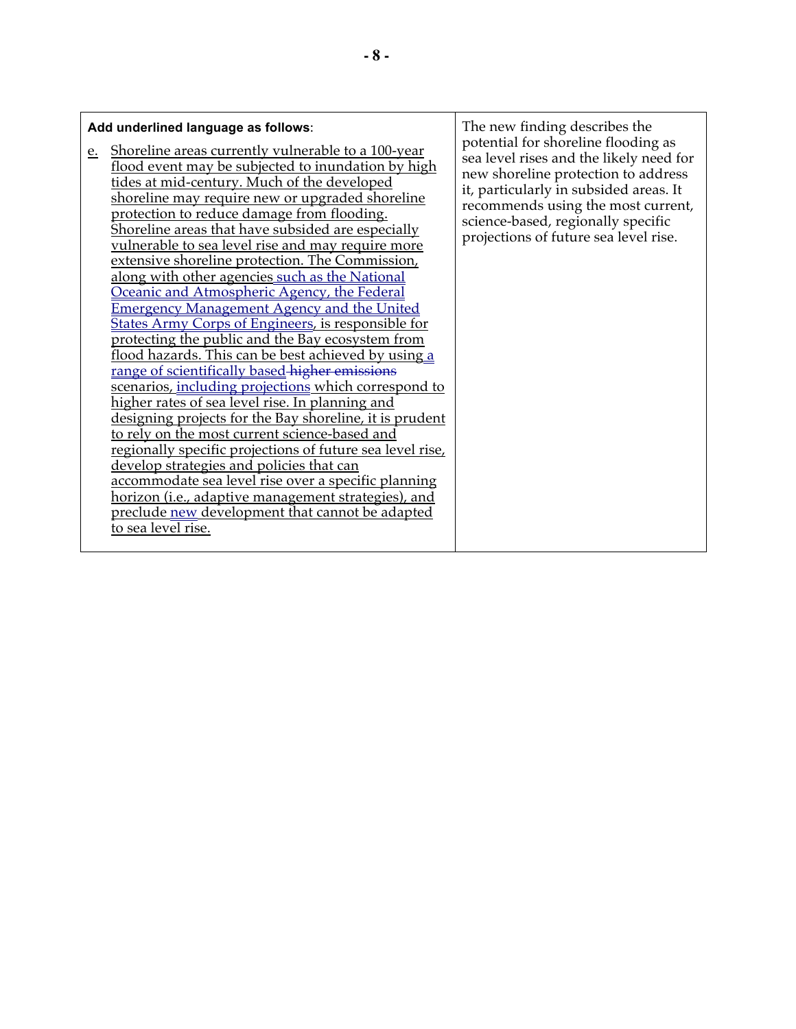| Add underlined language as follows: | |
|---|---|
| e. <u>Shoreline areas currently vulnerable to a 100-year flood event may be subjected to inundation by high tides at mid-century. Much of the developed shoreline may require new or upgraded shoreline protection to reduce damage from flooding. Shoreline areas that have subsided are especially vulnerable to sea level rise and may require more extensive shoreline protection. The Commission, along with other agencies such as the National Oceanic and Atmospheric Agency, the Federal Emergency Management Agency and the United States Army Corps of Engineers, is responsible for protecting the public and the Bay ecosystem from flood hazards. This can be best achieved by using a range of scientifically based</u> ~~higher emissions~~ <u>scenarios, including projections which correspond to higher rates of sea level rise. In planning and designing projects for the Bay shoreline, it is prudent to rely on the most current science-based and regionally specific projections of future sea level rise, develop strategies and policies that can accommodate sea level rise over a specific planning horizon (i.e., adaptive management strategies), and preclude new development that cannot be adapted to sea level rise.</u> | The new finding describes the potential for shoreline flooding as sea level rises and the likely need for new shoreline protection to address it, particularly in subsided areas. It recommends using the most current, science-based, regionally specific projections of future sea level rise. |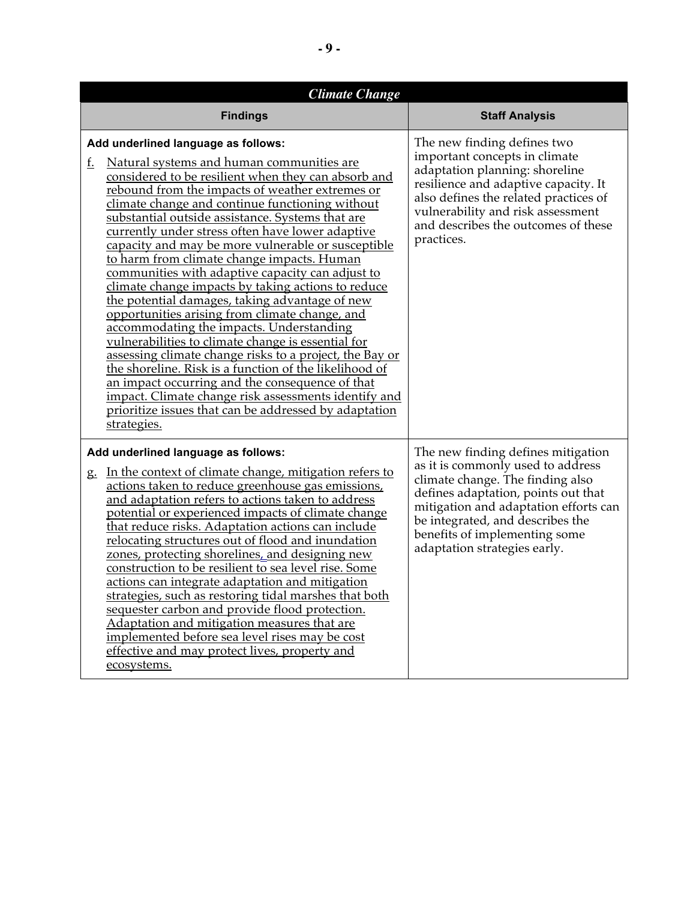| *Climate Change* | |
|---|---|
| **Findings** | **Staff Analysis** |
| **Add underlined language as follows:**<br><br>f. Natural systems and human communities are considered to be resilient when they can absorb and rebound from the impacts of weather extremes or climate change and continue functioning without substantial outside assistance. Systems that are currently under stress often have lower adaptive capacity and may be more vulnerable or susceptible to harm from climate change impacts. Human communities with adaptive capacity can adjust to climate change impacts by taking actions to reduce the potential damages, taking advantage of new opportunities arising from climate change, and accommodating the impacts. Understanding vulnerabilities to climate change is essential for assessing climate change risks to a project, the Bay or the shoreline. Risk is a function of the likelihood of an impact occurring and the consequence of that impact. Climate change risk assessments identify and prioritize issues that can be addressed by adaptation strategies. | The new finding defines two important concepts in climate adaptation planning: shoreline resilience and adaptive capacity. It also defines the related practices of vulnerability and risk assessment and describes the outcomes of these practices. |
| **Add underlined language as follows:**<br><br>g. In the context of climate change, mitigation refers to actions taken to reduce greenhouse gas emissions, and adaptation refers to actions taken to address potential or experienced impacts of climate change that reduce risks. Adaptation actions can include relocating structures out of flood and inundation zones, protecting shorelines, and designing new construction to be resilient to sea level rise. Some actions can integrate adaptation and mitigation strategies, such as restoring tidal marshes that both sequester carbon and provide flood protection. Adaptation and mitigation measures that are implemented before sea level rises may be cost effective and may protect lives, property and ecosystems. | The new finding defines mitigation as it is commonly used to address climate change. The finding also defines adaptation, points out that mitigation and adaptation efforts can be integrated, and describes the benefits of implementing some adaptation strategies early. |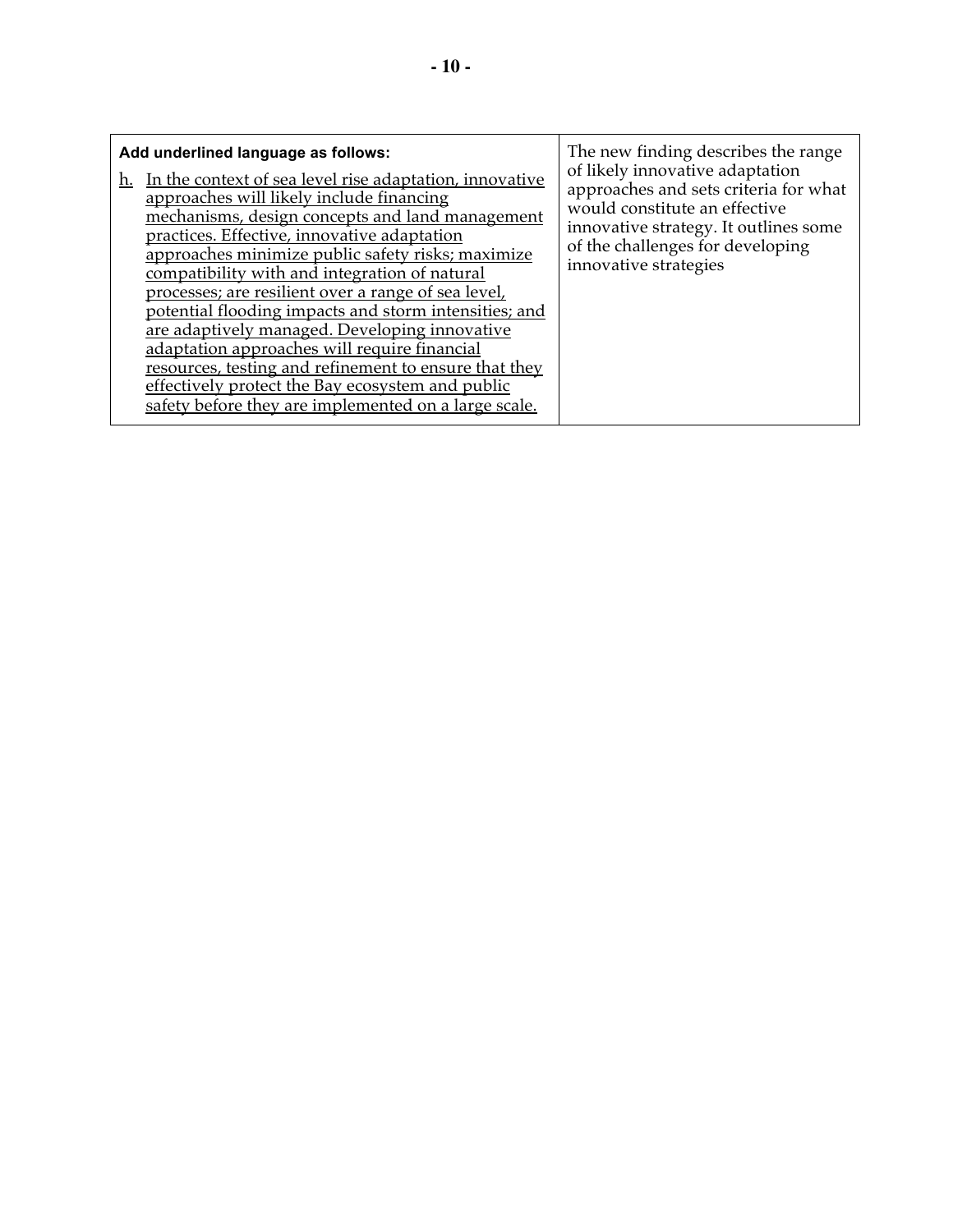| Add underlined language as follows: | |
|---|---|
| <u>h. In the context of sea level rise adaptation, innovative approaches will likely include financing mechanisms, design concepts and land management practices. Effective, innovative adaptation approaches minimize public safety risks; maximize compatibility with and integration of natural processes; are resilient over a range of sea level, potential flooding impacts and storm intensities; and are adaptively managed. Developing innovative adaptation approaches will require financial resources, testing and refinement to ensure that they effectively protect the Bay ecosystem and public safety before they are implemented on a large scale.</u> | The new finding describes the range of likely innovative adaptation approaches and sets criteria for what would constitute an effective innovative strategy. It outlines some of the challenges for developing innovative strategies |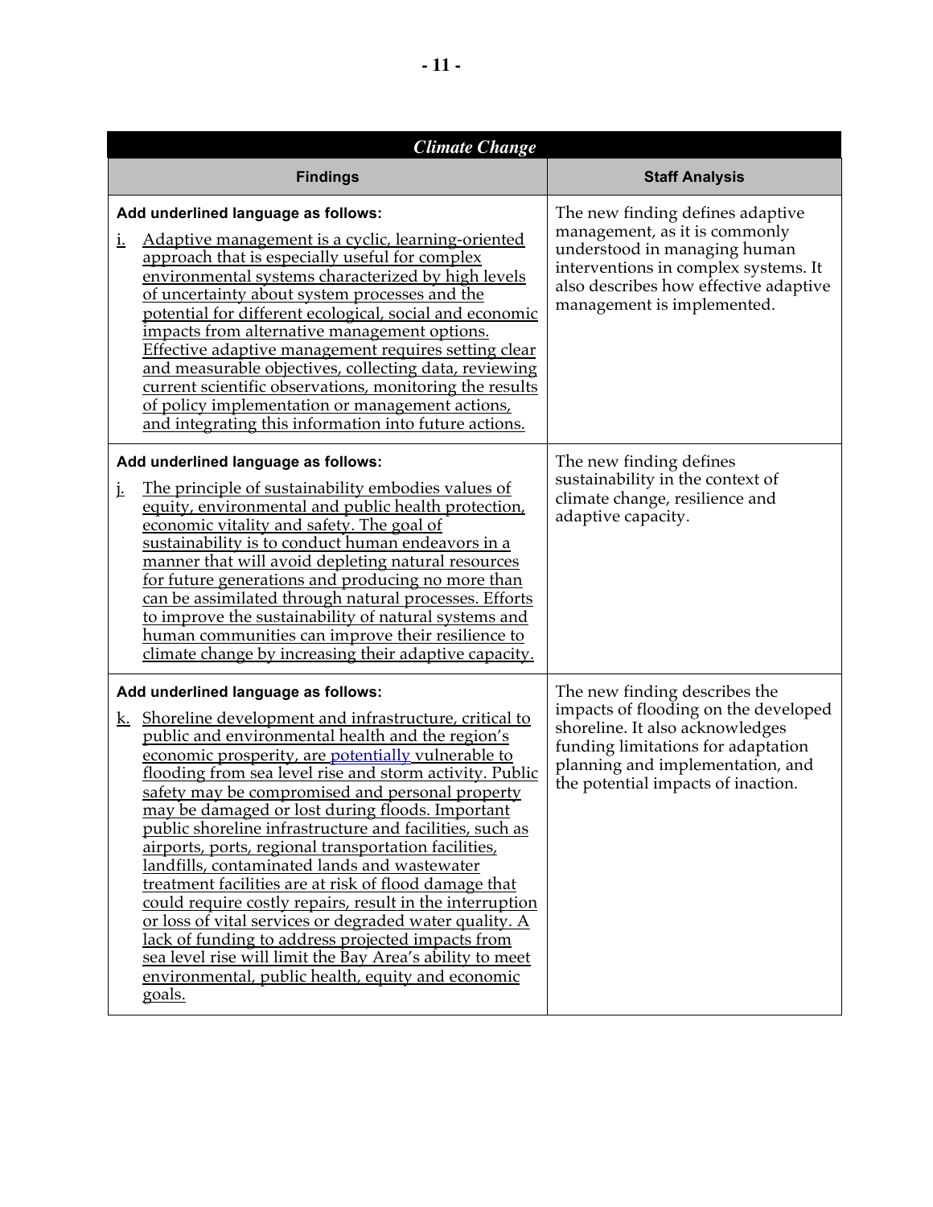| *Climate Change* | |
| --- | --- |
| **Findings** | **Staff Analysis** |
| **Add underlined language as follows:**<br>i. Adaptive management is a cyclic, learning-oriented approach that is especially useful for complex environmental systems characterized by high levels of uncertainty about system processes and the potential for different ecological, social and economic impacts from alternative management options. Effective adaptive management requires setting clear and measurable objectives, collecting data, reviewing current scientific observations, monitoring the results of policy implementation or management actions, and integrating this information into future actions. | The new finding defines adaptive management, as it is commonly understood in managing human interventions in complex systems. It also describes how effective adaptive management is implemented. |
| **Add underlined language as follows:**<br>j. The principle of sustainability embodies values of equity, environmental and public health protection, economic vitality and safety. The goal of sustainability is to conduct human endeavors in a manner that will avoid depleting natural resources for future generations and producing no more than can be assimilated through natural processes. Efforts to improve the sustainability of natural systems and human communities can improve their resilience to climate change by increasing their adaptive capacity. | The new finding defines sustainability in the context of climate change, resilience and adaptive capacity. |
| **Add underlined language as follows:**<br>k. Shoreline development and infrastructure, critical to public and environmental health and the region's economic prosperity, are potentially vulnerable to flooding from sea level rise and storm activity. Public safety may be compromised and personal property may be damaged or lost during floods. Important public shoreline infrastructure and facilities, such as airports, ports, regional transportation facilities, landfills, contaminated lands and wastewater treatment facilities are at risk of flood damage that could require costly repairs, result in the interruption or loss of vital services or degraded water quality. A lack of funding to address projected impacts from sea level rise will limit the Bay Area's ability to meet environmental, public health, equity and economic goals. | The new finding describes the impacts of flooding on the developed shoreline. It also acknowledges funding limitations for adaptation planning and implementation, and the potential impacts of inaction. |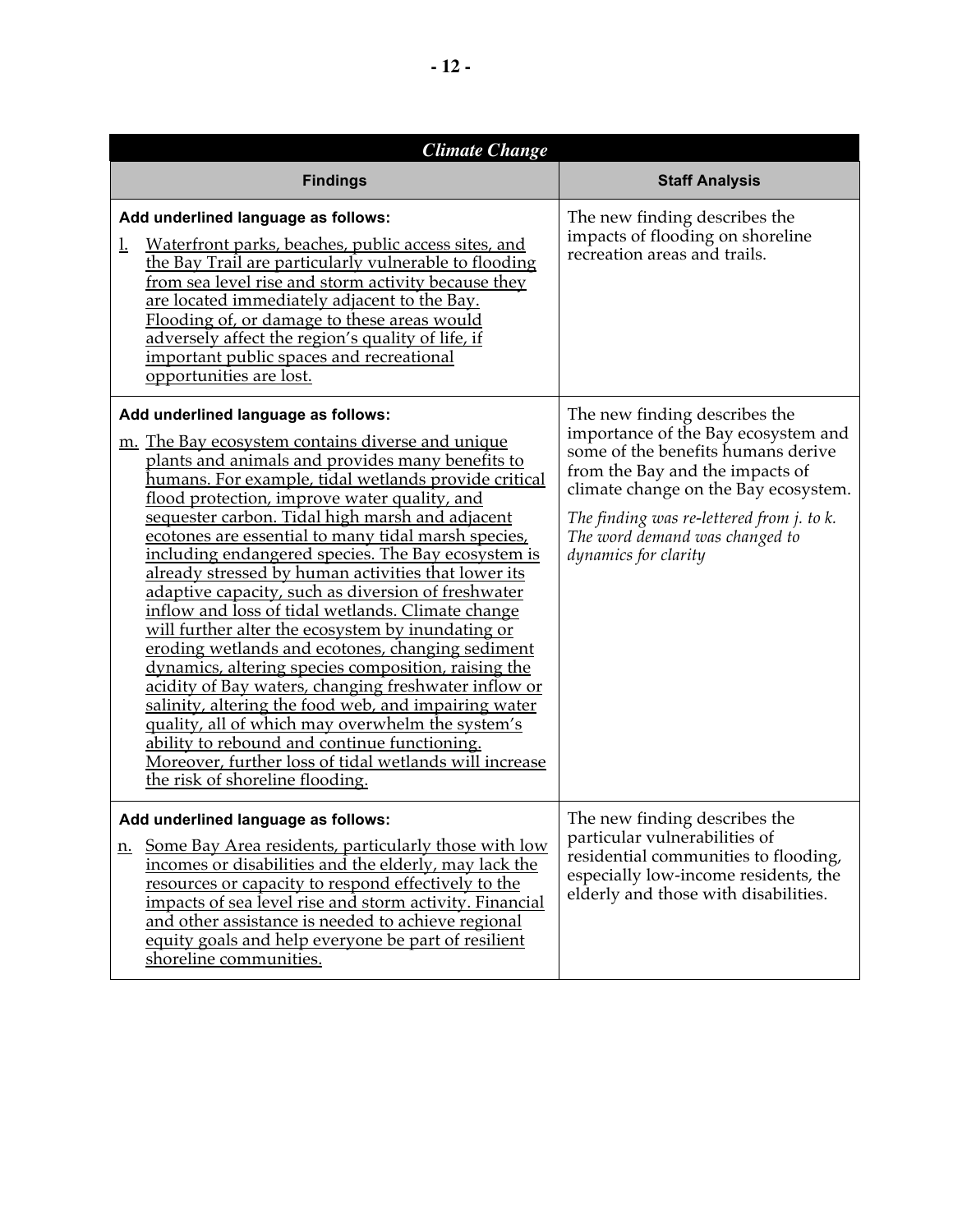| *Climate Change* | |
|---|---|
| **Findings** | **Staff Analysis** |
| **Add underlined language as follows:** <br> <u>l. Waterfront parks, beaches, public access sites, and the Bay Trail are particularly vulnerable to flooding from sea level rise and storm activity because they are located immediately adjacent to the Bay. Flooding of, or damage to these areas would adversely affect the region's quality of life, if important public spaces and recreational opportunities are lost.</u> | The new finding describes the impacts of flooding on shoreline recreation areas and trails. |
| **Add underlined language as follows:** <br> <u>m. The Bay ecosystem contains diverse and unique plants and animals and provides many benefits to humans. For example, tidal wetlands provide critical flood protection, improve water quality, and sequester carbon. Tidal high marsh and adjacent ecotones are essential to many tidal marsh species, including endangered species. The Bay ecosystem is already stressed by human activities that lower its adaptive capacity, such as diversion of freshwater inflow and loss of tidal wetlands. Climate change will further alter the ecosystem by inundating or eroding wetlands and ecotones, changing sediment dynamics, altering species composition, raising the acidity of Bay waters, changing freshwater inflow or salinity, altering the food web, and impairing water quality, all of which may overwhelm the system's ability to rebound and continue functioning. Moreover, further loss of tidal wetlands will increase the risk of shoreline flooding.</u> | The new finding describes the importance of the Bay ecosystem and some of the benefits humans derive from the Bay and the impacts of climate change on the Bay ecosystem. <br> *The finding was re-lettered from j. to k. The word demand was changed to dynamics for clarity* |
| **Add underlined language as follows:** <br> <u>n. Some Bay Area residents, particularly those with low incomes or disabilities and the elderly, may lack the resources or capacity to respond effectively to the impacts of sea level rise and storm activity. Financial and other assistance is needed to achieve regional equity goals and help everyone be part of resilient shoreline communities.</u> | The new finding describes the particular vulnerabilities of residential communities to flooding, especially low-income residents, the elderly and those with disabilities. |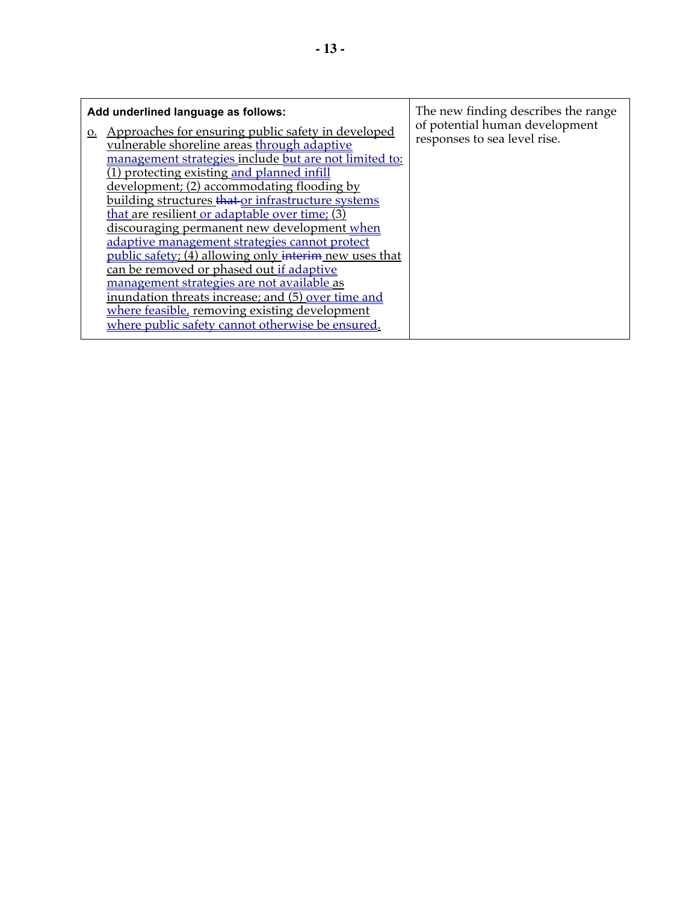| Add underlined language as follows: | |
|---|---|
| o. Approaches for ensuring public safety in developed vulnerable shoreline areas through adaptive management strategies include but are not limited to: (1) protecting existing and planned infill development; (2) accommodating flooding by building structures ~~that~~ or infrastructure systems that are resilient or adaptable over time; (3) discouraging permanent new development when adaptive management strategies cannot protect public safety; (4) allowing only ~~interim~~ new uses that can be removed or phased out if adaptive management strategies are not available as inundation threats increase; and (5) over time and where feasible, removing existing development where public safety cannot otherwise be ensured. | The new finding describes the range of potential human development responses to sea level rise. |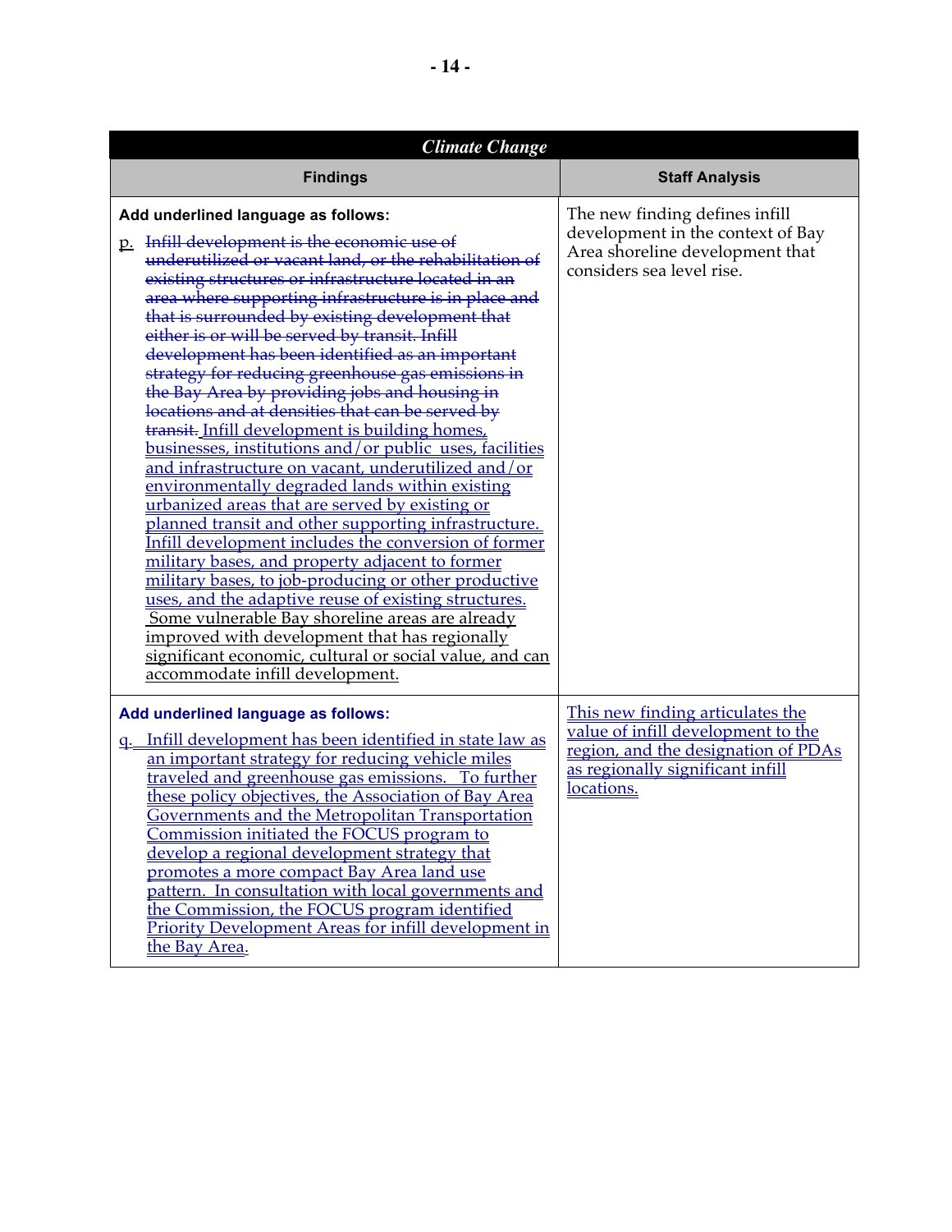| *Climate Change* | |
|---|---|
| **Findings** | **Staff Analysis** |
| **Add underlined language as follows:**<br><br><u>p.</u> ~~Infill development is the economic use of underutilized or vacant land, or the rehabilitation of existing structures or infrastructure located in an area where supporting infrastructure is in place and that is surrounded by existing development that either is or will be served by transit. Infill development has been identified as an important strategy for reducing greenhouse gas emissions in the Bay Area by providing jobs and housing in locations and at densities that can be served by transit.~~ <u>Infill development is building homes, businesses, institutions and/or public uses, facilities and infrastructure on vacant, underutilized and/or environmentally degraded lands within existing urbanized areas that are served by existing or planned transit and other supporting infrastructure. Infill development includes the conversion of former military bases, and property adjacent to former military bases, to job-producing or other productive uses, and the adaptive reuse of existing structures. Some vulnerable Bay shoreline areas are already improved with development that has regionally significant economic, cultural or social value, and can accommodate infill development.</u> | The new finding defines infill development in the context of Bay Area shoreline development that considers sea level rise. |
| **Add underlined language as follows:**<br><br><u>q. Infill development has been identified in state law as an important strategy for reducing vehicle miles traveled and greenhouse gas emissions. To further these policy objectives, the Association of Bay Area Governments and the Metropolitan Transportation Commission initiated the FOCUS program to develop a regional development strategy that promotes a more compact Bay Area land use pattern. In consultation with local governments and the Commission, the FOCUS program identified Priority Development Areas for infill development in the Bay Area.</u> | <u>This new finding articulates the value of infill development to the region, and the designation of PDAs as regionally significant infill locations.</u> |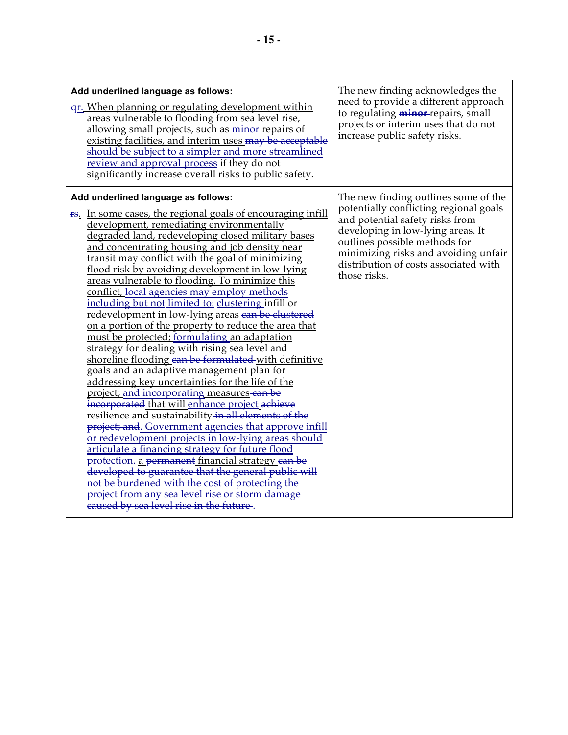| Add underlined language as follows: | |
|---|---|
| ~~q~~r. When planning or regulating development within areas vulnerable to flooding from sea level rise, allowing small projects, such as ~~minor~~ repairs of existing facilities, and interim uses ~~may be acceptable~~ should be subject to a simpler and more streamlined review and approval process if they do not significantly increase overall risks to public safety. | The new finding acknowledges the need to provide a different approach to regulating ~~**minor**~~ repairs, small projects or interim uses that do not increase public safety risks. |
| **Add underlined language as follows:**<br><br>~~r~~s. In some cases, the regional goals of encouraging infill development, remediating environmentally degraded land, redeveloping closed military bases and concentrating housing and job density near transit may conflict with the goal of minimizing flood risk by avoiding development in low-lying areas vulnerable to flooding. To minimize this conflict, local agencies may employ methods including but not limited to: clustering infill or redevelopment in low-lying areas ~~can be clustered~~ on a portion of the property to reduce the area that must be protected; formulating an adaptation strategy for dealing with rising sea level and shoreline flooding ~~can be formulated~~ with definitive goals and an adaptive management plan for addressing key uncertainties for the life of the project; and incorporating measures ~~can be incorporated~~ that will enhance project ~~achieve~~ resilience and sustainability ~~in all elements of the project; and~~. Government agencies that approve infill or redevelopment projects in low-lying areas should articulate a financing strategy for future flood protection. a ~~permanent~~ financial strategy ~~can be developed to guarantee that the general public will not be burdened with the cost of protecting the project from any sea level rise or storm damage caused by sea level rise in the future~~. | The new finding outlines some of the potentially conflicting regional goals and potential safety risks from developing in low-lying areas. It outlines possible methods for minimizing risks and avoiding unfair distribution of costs associated with those risks. |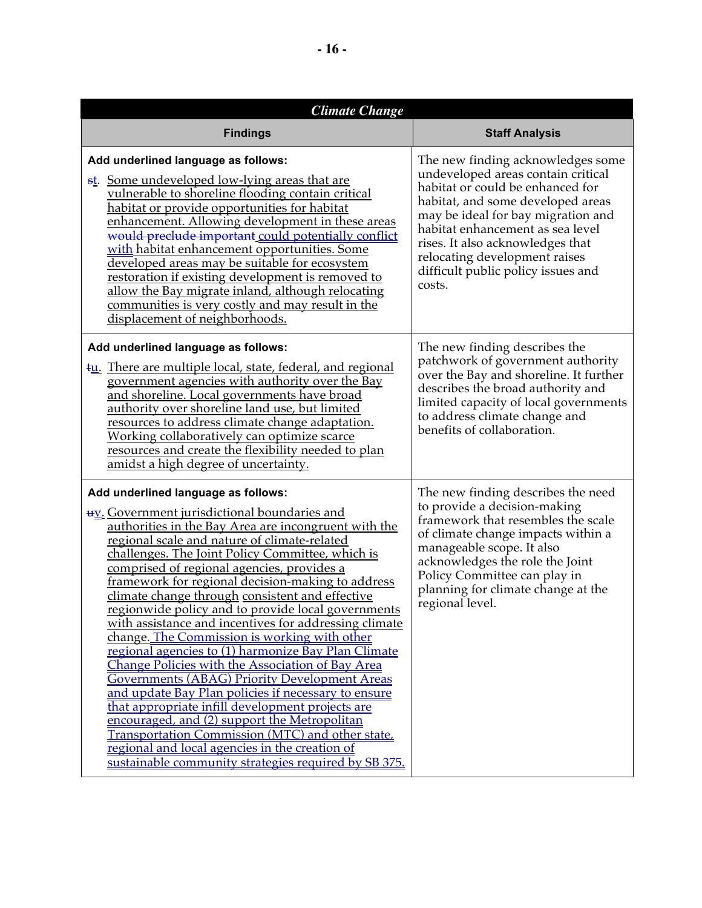| *Climate Change* | |
|---|---|
| **Findings** | **Staff Analysis** |
| **Add underlined language as follows:** ~~s~~t. Some undeveloped low-lying areas that are vulnerable to shoreline flooding contain critical habitat or provide opportunities for habitat enhancement. Allowing development in these areas ~~would preclude important~~ could potentially conflict with habitat enhancement opportunities. Some developed areas may be suitable for ecosystem restoration if existing development is removed to allow the Bay migrate inland, although relocating communities is very costly and may result in the displacement of neighborhoods. | The new finding acknowledges some undeveloped areas contain critical habitat or could be enhanced for habitat, and some developed areas may be ideal for bay migration and habitat enhancement as sea level rises. It also acknowledges that relocating development raises difficult public policy issues and costs. |
| **Add underlined language as follows:** ~~t~~u. There are multiple local, state, federal, and regional government agencies with authority over the Bay and shoreline. Local governments have broad authority over shoreline land use, but limited resources to address climate change adaptation. Working collaboratively can optimize scarce resources and create the flexibility needed to plan amidst a high degree of uncertainty. | The new finding describes the patchwork of government authority over the Bay and shoreline. It further describes the broad authority and limited capacity of local governments to address climate change and benefits of collaboration. |
| **Add underlined language as follows:** ~~u~~v. Government jurisdictional boundaries and authorities in the Bay Area are incongruent with the regional scale and nature of climate-related challenges. The Joint Policy Committee, which is comprised of regional agencies, provides a framework for regional decision-making to address climate change through consistent and effective regionwide policy and to provide local governments with assistance and incentives for addressing climate change. The Commission is working with other regional agencies to (1) harmonize Bay Plan Climate Change Policies with the Association of Bay Area Governments (ABAG) Priority Development Areas and update Bay Plan policies if necessary to ensure that appropriate infill development projects are encouraged, and (2) support the Metropolitan Transportation Commission (MTC) and other state, regional and local agencies in the creation of sustainable community strategies required by SB 375. | The new finding describes the need to provide a decision-making framework that resembles the scale of climate change impacts within a manageable scope. It also acknowledges the role the Joint Policy Committee can play in planning for climate change at the regional level. |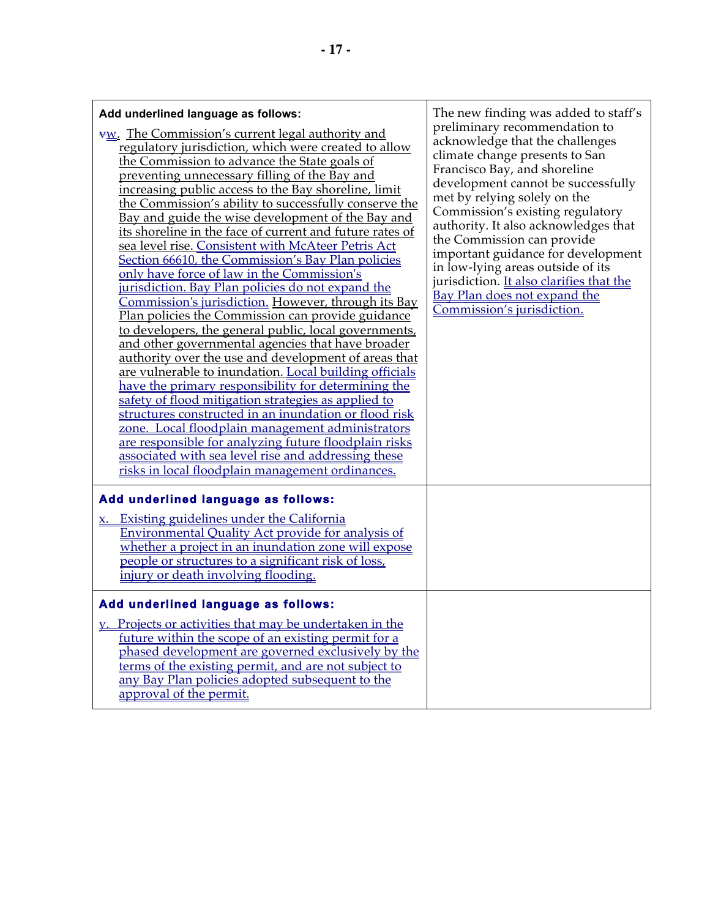| | |
|---|---|
| **Add underlined language as follows:**<br><br>~~v~~w. The Commission's current legal authority and regulatory jurisdiction, which were created to allow the Commission to advance the State goals of preventing unnecessary filling of the Bay and increasing public access to the Bay shoreline, limit the Commission's ability to successfully conserve the Bay and guide the wise development of the Bay and its shoreline in the face of current and future rates of sea level rise. Consistent with McAteer Petris Act Section 66610, the Commission's Bay Plan policies only have force of law in the Commission's jurisdiction. Bay Plan policies do not expand the Commission's jurisdiction. However, through its Bay Plan policies the Commission can provide guidance to developers, the general public, local governments, and other governmental agencies that have broader authority over the use and development of areas that are vulnerable to inundation. Local building officials have the primary responsibility for determining the safety of flood mitigation strategies as applied to structures constructed in an inundation or flood risk zone. Local floodplain management administrators are responsible for analyzing future floodplain risks associated with sea level rise and addressing these risks in local floodplain management ordinances. | The new finding was added to staff's preliminary recommendation to acknowledge that the challenges climate change presents to San Francisco Bay, and shoreline development cannot be successfully met by relying solely on the Commission's existing regulatory authority. It also acknowledges that the Commission can provide important guidance for development in low-lying areas outside of its jurisdiction. It also clarifies that the Bay Plan does not expand the Commission's jurisdiction. |
| **Add underlined language as follows:**<br><br>x. Existing guidelines under the California Environmental Quality Act provide for analysis of whether a project in an inundation zone will expose people or structures to a significant risk of loss, injury or death involving flooding. | |
| **Add underlined language as follows:**<br><br>y. Projects or activities that may be undertaken in the future within the scope of an existing permit for a phased development are governed exclusively by the terms of the existing permit, and are not subject to any Bay Plan policies adopted subsequent to the approval of the permit. | |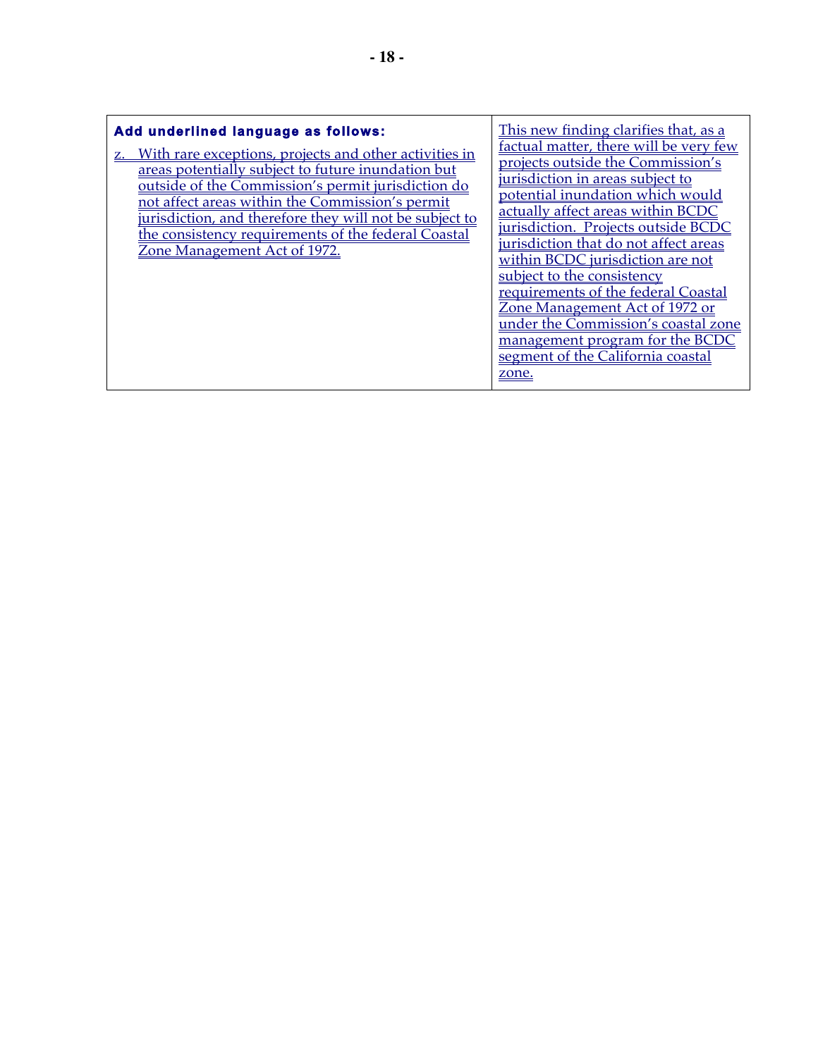| **Add underlined language as follows:**<br><br><u>z. With rare exceptions, projects and other activities in areas potentially subject to future inundation but outside of the Commission's permit jurisdiction do not affect areas within the Commission's permit jurisdiction, and therefore they will not be subject to the consistency requirements of the federal Coastal Zone Management Act of 1972.</u> | <u>This new finding clarifies that, as a factual matter, there will be very few projects outside the Commission's jurisdiction in areas subject to potential inundation which would actually affect areas within BCDC jurisdiction. Projects outside BCDC jurisdiction that do not affect areas within BCDC jurisdiction are not subject to the consistency requirements of the federal Coastal Zone Management Act of 1972 or under the Commission's coastal zone management program for the BCDC segment of the California coastal zone.</u> |
|---|---|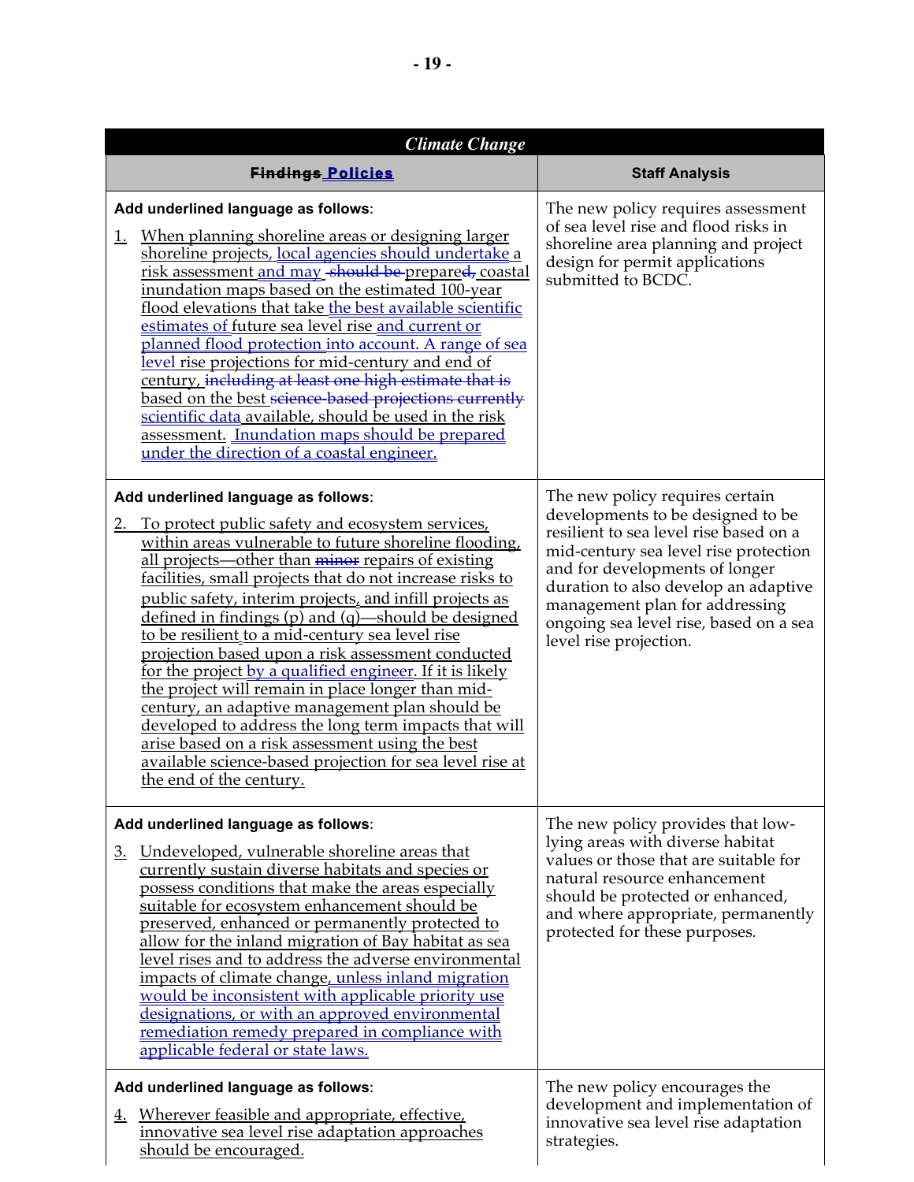| *Climate Change* | |
|---|---|
| ~~Findings~~ **Policies** | **Staff Analysis** |
| **Add underlined language as follows**:<br><br>1. When planning shoreline areas or designing larger shoreline projects, local agencies should undertake a risk assessment and may ~~should be~~ prepared~~,~~ coastal inundation maps based on the estimated 100-year flood elevations that take the best available scientific estimates of future sea level rise and current or planned flood protection into account. A range of sea level rise projections for mid-century and end of century, ~~including at least one high estimate that is~~ based on the best ~~science-based projections currently~~ scientific data available, should be used in the risk assessment. Inundation maps should be prepared under the direction of a coastal engineer. | The new policy requires assessment of sea level rise and flood risks in shoreline area planning and project design for permit applications submitted to BCDC. |
| **Add underlined language as follows**:<br><br>2. To protect public safety and ecosystem services, within areas vulnerable to future shoreline flooding, all projects—other than ~~minor~~ repairs of existing facilities, small projects that do not increase risks to public safety, interim projects, and infill projects as defined in findings (p) and (q)—should be designed to be resilient to a mid-century sea level rise projection based upon a risk assessment conducted for the project by a qualified engineer. If it is likely the project will remain in place longer than mid-century, an adaptive management plan should be developed to address the long term impacts that will arise based on a risk assessment using the best available science-based projection for sea level rise at the end of the century. | The new policy requires certain developments to be designed to be resilient to sea level rise based on a mid-century sea level rise protection and for developments of longer duration to also develop an adaptive management plan for addressing ongoing sea level rise, based on a sea level rise projection. |
| **Add underlined language as follows**:<br><br>3. Undeveloped, vulnerable shoreline areas that currently sustain diverse habitats and species or possess conditions that make the areas especially suitable for ecosystem enhancement should be preserved, enhanced or permanently protected to allow for the inland migration of Bay habitat as sea level rises and to address the adverse environmental impacts of climate change, unless inland migration would be inconsistent with applicable priority use designations, or with an approved environmental remediation remedy prepared in compliance with applicable federal or state laws. | The new policy provides that low-lying areas with diverse habitat values or those that are suitable for natural resource enhancement should be protected or enhanced, and where appropriate, permanently protected for these purposes. |
| **Add underlined language as follows**:<br><br>4. Wherever feasible and appropriate, effective, innovative sea level rise adaptation approaches should be encouraged. | The new policy encourages the development and implementation of innovative sea level rise adaptation strategies. |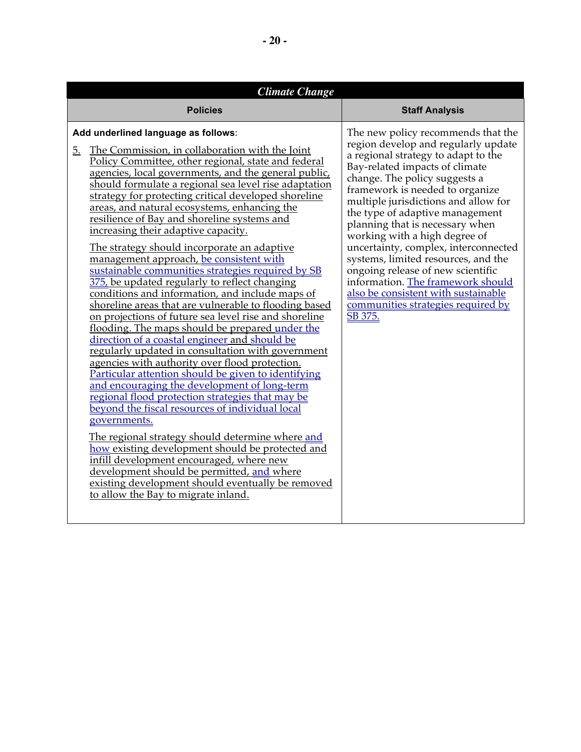| *Climate Change* | |
|---|---|
| **Policies** | **Staff Analysis** |
| **Add underlined language as follows**:<br><br>5. The Commission, in collaboration with the Joint Policy Committee, other regional, state and federal agencies, local governments, and the general public, should formulate a regional sea level rise adaptation strategy for protecting critical developed shoreline areas, and natural ecosystems, enhancing the resilience of Bay and shoreline systems and increasing their adaptive capacity.<br><br>The strategy should incorporate an adaptive management approach, be consistent with sustainable communities strategies required by SB 375, be updated regularly to reflect changing conditions and information, and include maps of shoreline areas that are vulnerable to flooding based on projections of future sea level rise and shoreline flooding. The maps should be prepared under the direction of a coastal engineer and should be regularly updated in consultation with government agencies with authority over flood protection. Particular attention should be given to identifying and encouraging the development of long-term regional flood protection strategies that may be beyond the fiscal resources of individual local governments.<br><br>The regional strategy should determine where and how existing development should be protected and infill development encouraged, where new development should be permitted, and where existing development should eventually be removed to allow the Bay to migrate inland. | The new policy recommends that the region develop and regularly update a regional strategy to adapt to the Bay-related impacts of climate change. The policy suggests a framework is needed to organize multiple jurisdictions and allow for the type of adaptive management planning that is necessary when working with a high degree of uncertainty, complex, interconnected systems, limited resources, and the ongoing release of new scientific information. The framework should also be consistent with sustainable communities strategies required by SB 375. |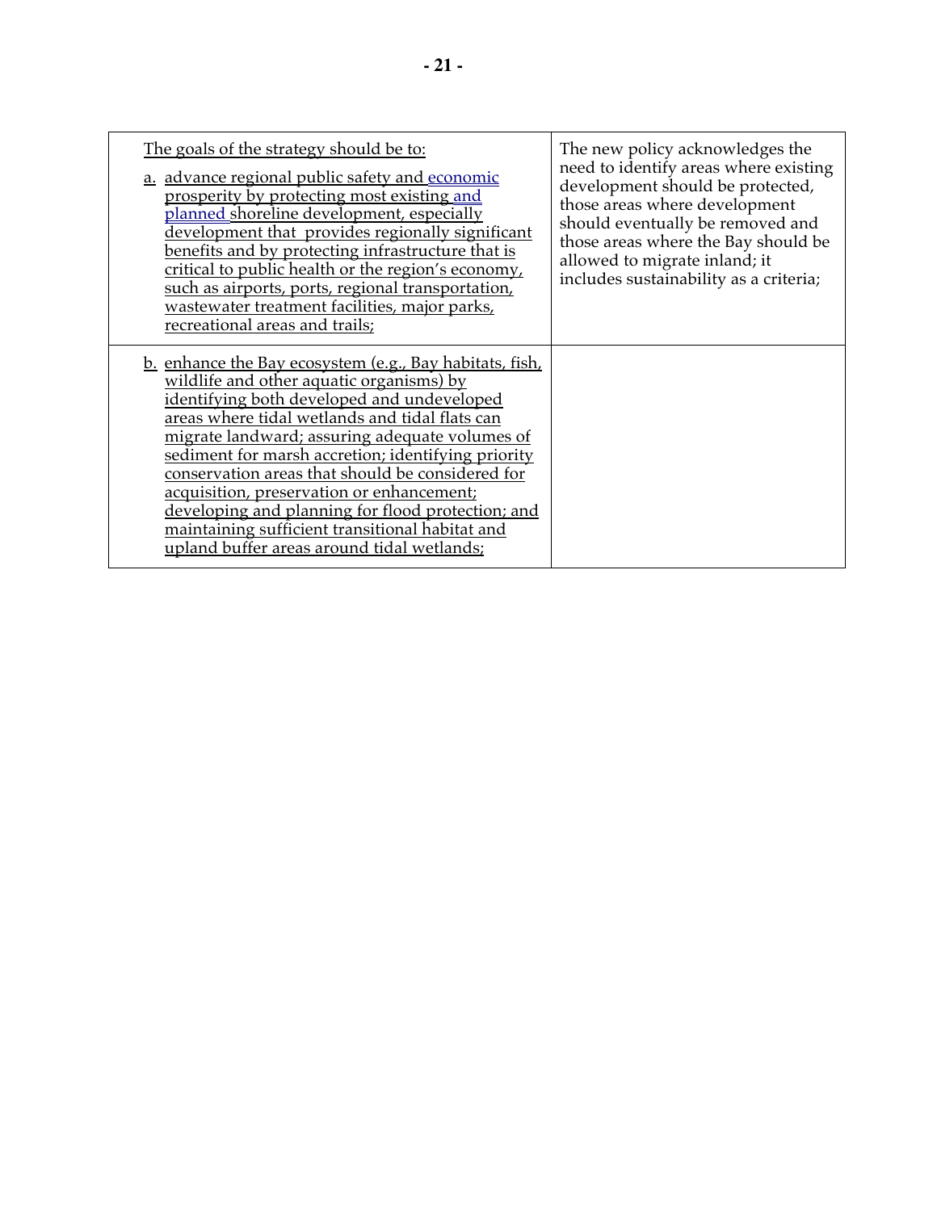| The goals of the strategy should be to:<br><br>a. advance regional public safety and economic prosperity by protecting most existing and planned shoreline development, especially development that provides regionally significant benefits and by protecting infrastructure that is critical to public health or the region's economy, such as airports, ports, regional transportation, wastewater treatment facilities, major parks, recreational areas and trails; | The new policy acknowledges the need to identify areas where existing development should be protected, those areas where development should eventually be removed and those areas where the Bay should be allowed to migrate inland; it includes sustainability as a criteria; |
| --- | --- |
| b. enhance the Bay ecosystem (e.g., Bay habitats, fish, wildlife and other aquatic organisms) by identifying both developed and undeveloped areas where tidal wetlands and tidal flats can migrate landward; assuring adequate volumes of sediment for marsh accretion; identifying priority conservation areas that should be considered for acquisition, preservation or enhancement; developing and planning for flood protection; and maintaining sufficient transitional habitat and upland buffer areas around tidal wetlands; | |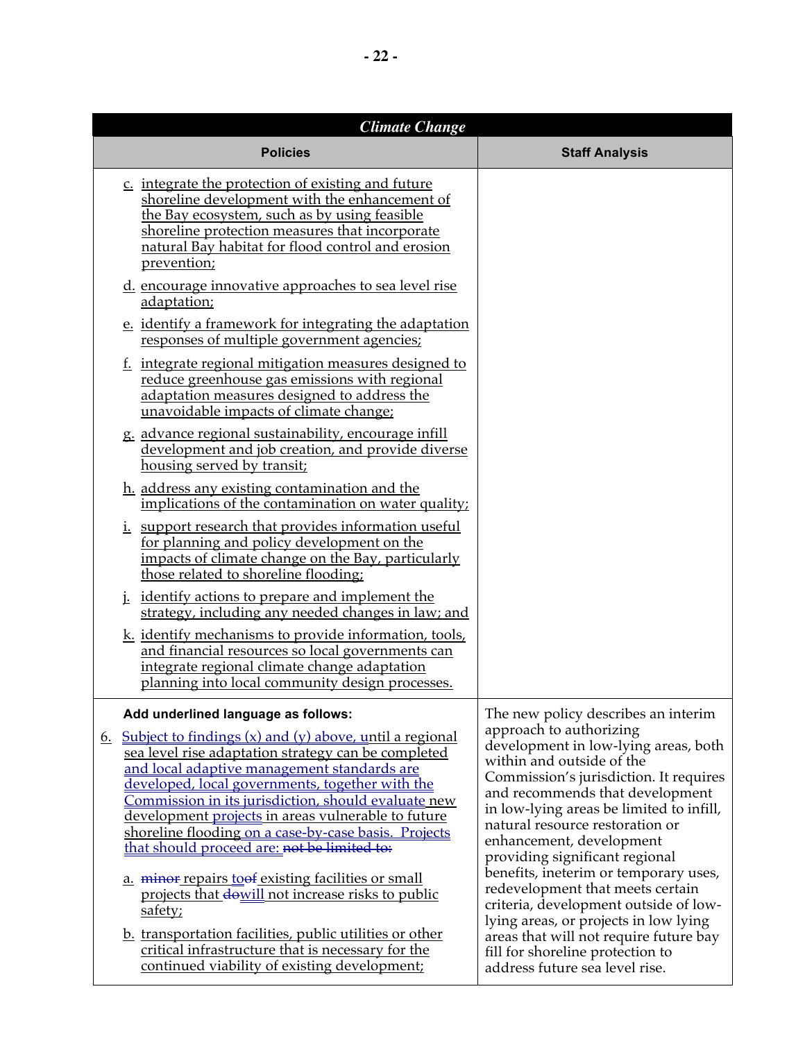| *Climate Change* | |
|---|---|
| **Policies** | **Staff Analysis** |
| c. integrate the protection of existing and future shoreline development with the enhancement of the Bay ecosystem, such as by using feasible shoreline protection measures that incorporate natural Bay habitat for flood control and erosion prevention;<br><br>d. encourage innovative approaches to sea level rise adaptation;<br><br>e. identify a framework for integrating the adaptation responses of multiple government agencies;<br><br>f. integrate regional mitigation measures designed to reduce greenhouse gas emissions with regional adaptation measures designed to address the unavoidable impacts of climate change;<br><br>g. advance regional sustainability, encourage infill development and job creation, and provide diverse housing served by transit;<br><br>h. address any existing contamination and the implications of the contamination on water quality;<br><br>i. support research that provides information useful for planning and policy development on the impacts of climate change on the Bay, particularly those related to shoreline flooding;<br><br>j. identify actions to prepare and implement the strategy, including any needed changes in law; and<br><br>k. identify mechanisms to provide information, tools, and financial resources so local governments can integrate regional climate change adaptation planning into local community design processes. | |
| **Add underlined language as follows:**<br><br>6. Subject to findings (x) and (y) above, until a regional sea level rise adaptation strategy can be completed and local adaptive management standards are developed, local governments, together with the Commission in its jurisdiction, should evaluate new development projects in areas vulnerable to future shoreline flooding on a case-by-case basis. Projects that should proceed are: ~~not be limited to:~~<br><br>a. ~~minor~~ repairs to~~of~~ existing facilities or small projects that ~~do~~will not increase risks to public safety;<br><br>b. transportation facilities, public utilities or other critical infrastructure that is necessary for the continued viability of existing development; | The new policy describes an interim approach to authorizing development in low-lying areas, both within and outside of the Commission's jurisdiction. It requires and recommends that development in low-lying areas be limited to infill, natural resource restoration or enhancement, development providing significant regional benefits, ineterim or temporary uses, redevelopment that meets certain criteria, development outside of low-lying areas, or projects in low lying areas that will not require future bay fill for shoreline protection to address future sea level rise. |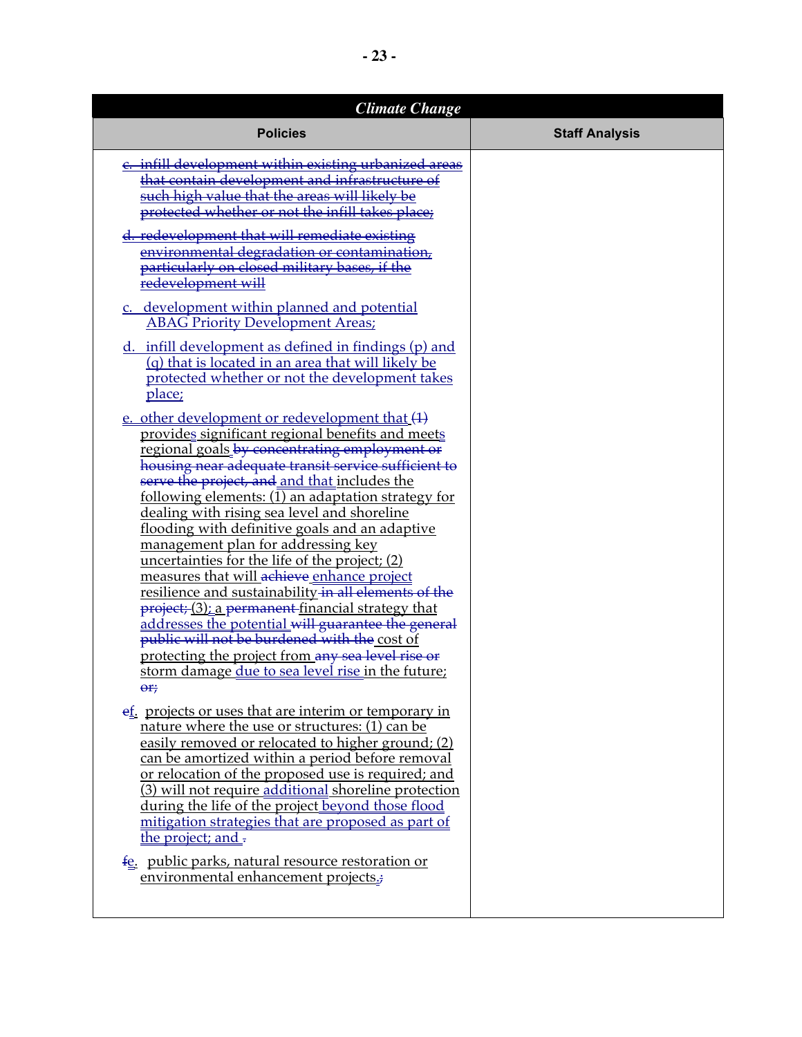| Climate Change | |
|---|---|
| **Policies** | **Staff Analysis** |
| ~~c. infill development within existing urbanized areas that contain development and infrastructure of such high value that the areas will likely be protected whether or not the infill takes place;~~<br><br>~~d. redevelopment that will remediate existing environmental degradation or contamination, particularly on closed military bases, if the redevelopment will~~<br><br>c. development within planned and potential ABAG Priority Development Areas;<br><br>d. infill development as defined in findings (p) and (q) that is located in an area that will likely be protected whether or not the development takes place;<br><br>e. other development or redevelopment that ~~(1)~~ provides significant regional benefits and meets regional goals ~~by concentrating employment or housing near adequate transit service sufficient to serve the project, and~~ and that includes the following elements: (1) an adaptation strategy for dealing with rising sea level and shoreline flooding with definitive goals and an adaptive management plan for addressing key uncertainties for the life of the project; (2) measures that will ~~achieve~~ enhance project resilience and sustainability ~~in all elements of the project;~~ (3); a ~~permanent~~ financial strategy that addresses the potential ~~will guarantee the general public will not be burdened with the~~ cost of protecting the project from ~~any sea level rise or~~ storm damage due to sea level rise in the future; ~~or;~~<br><br>~~e~~f. projects or uses that are interim or temporary in nature where the use or structures: (1) can be easily removed or relocated to higher ground; (2) can be amortized within a period before removal or relocation of the proposed use is required; and (3) will not require additional shoreline protection during the life of the project beyond those flood mitigation strategies that are proposed as part of the project; and ~~.~~<br><br>~~f~~e. public parks, natural resource restoration or environmental enhancement projects. ~~;~~ | |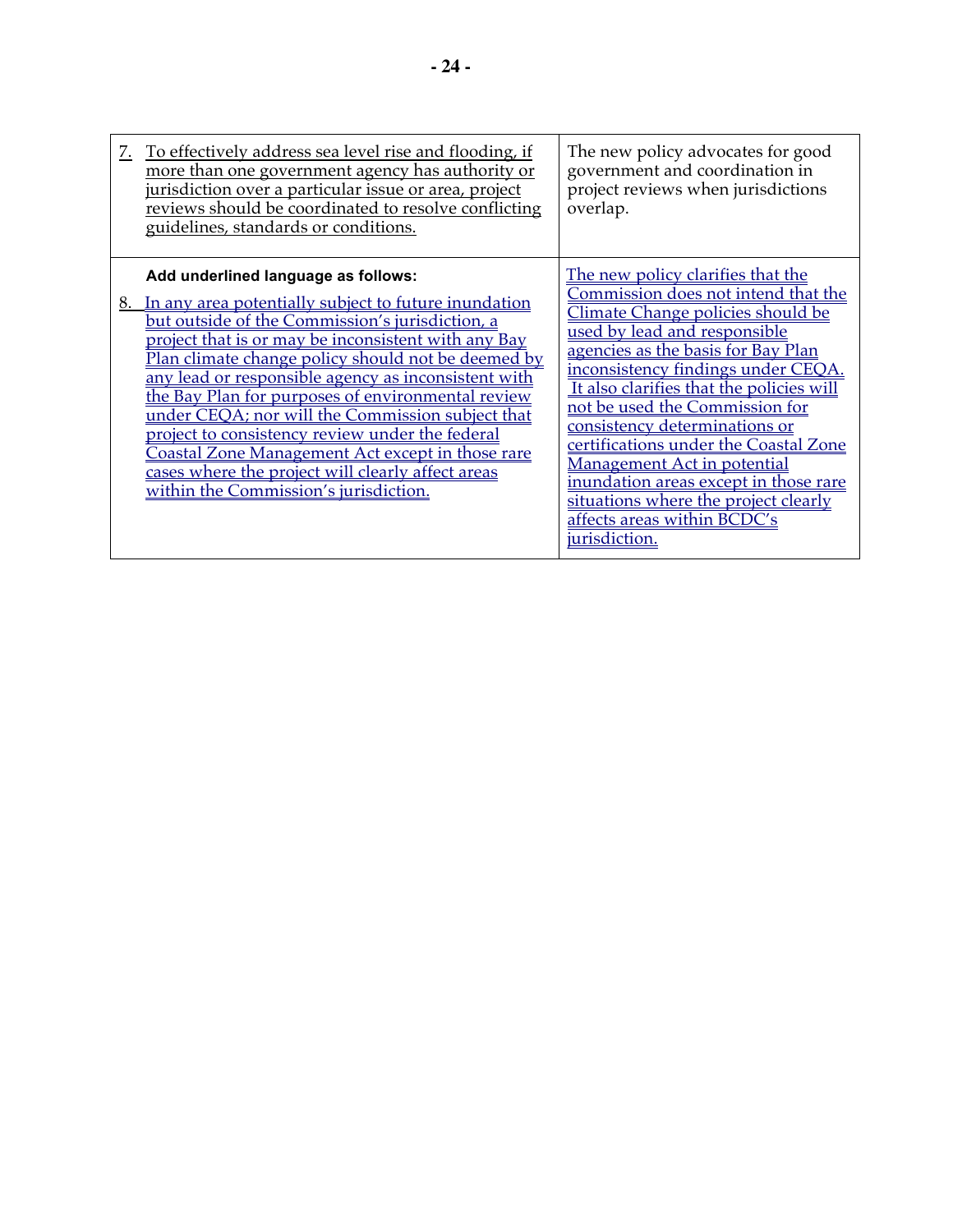| | |
|---|---|
| 7. To effectively address sea level rise and flooding, if more than one government agency has authority or jurisdiction over a particular issue or area, project reviews should be coordinated to resolve conflicting guidelines, standards or conditions. | The new policy advocates for good government and coordination in project reviews when jurisdictions overlap. |
| **Add underlined language as follows:**<br><br>8. In any area potentially subject to future inundation but outside of the Commission's jurisdiction, a project that is or may be inconsistent with any Bay Plan climate change policy should not be deemed by any lead or responsible agency as inconsistent with the Bay Plan for purposes of environmental review under CEQA; nor will the Commission subject that project to consistency review under the federal Coastal Zone Management Act except in those rare cases where the project will clearly affect areas within the Commission's jurisdiction. | The new policy clarifies that the Commission does not intend that the Climate Change policies should be used by lead and responsible agencies as the basis for Bay Plan inconsistency findings under CEQA. It also clarifies that the policies will not be used the Commission for consistency determinations or certifications under the Coastal Zone Management Act in potential inundation areas except in those rare situations where the project clearly affects areas within BCDC's jurisdiction. |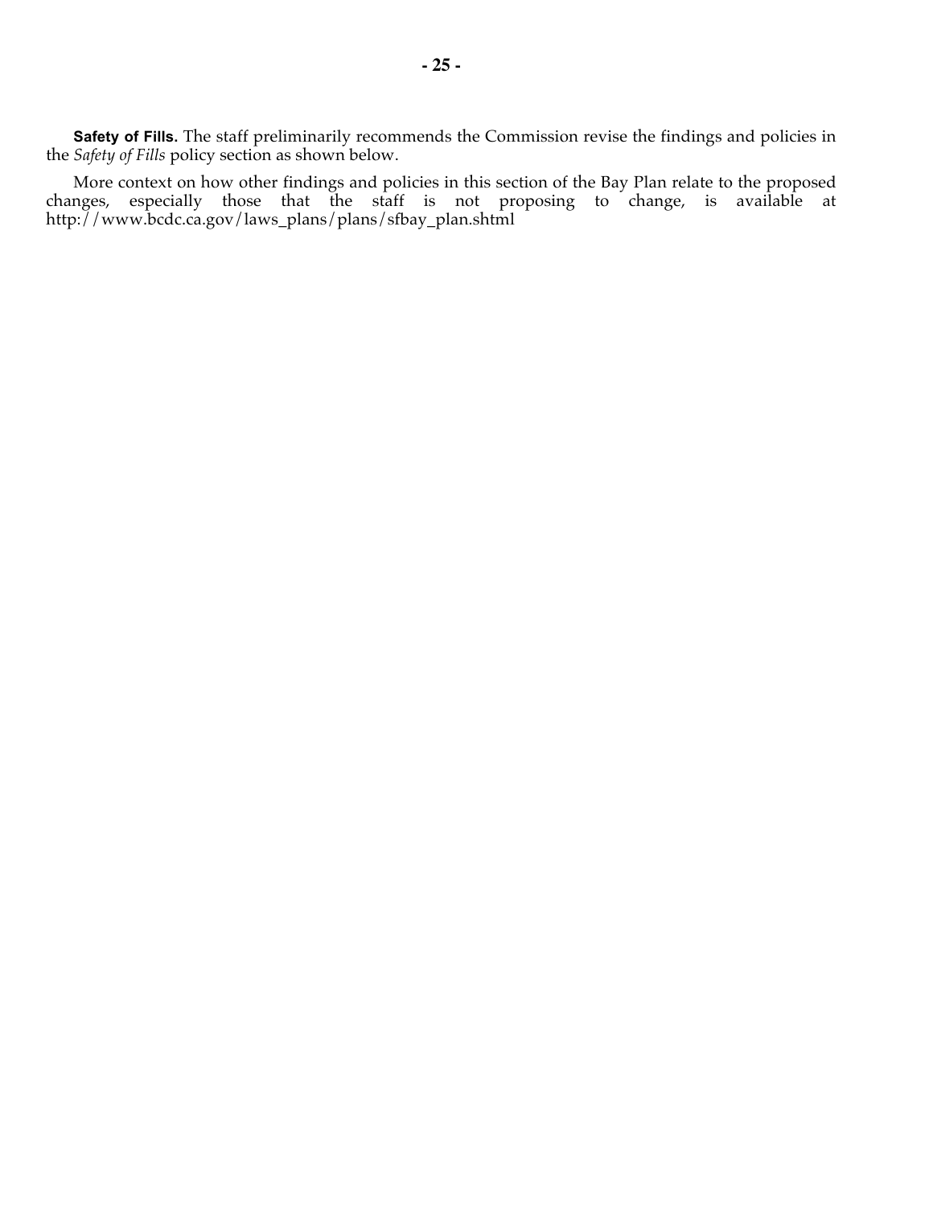**Safety of Fills.** The staff preliminarily recommends the Commission revise the findings and policies in the *Safety of Fills* policy section as shown below.

More context on how other findings and policies in this section of the Bay Plan relate to the proposed changes, especially those that the staff is not proposing to change, is available at http://www.bcdc.ca.gov/laws_plans/plans/sfbay_plan.shtml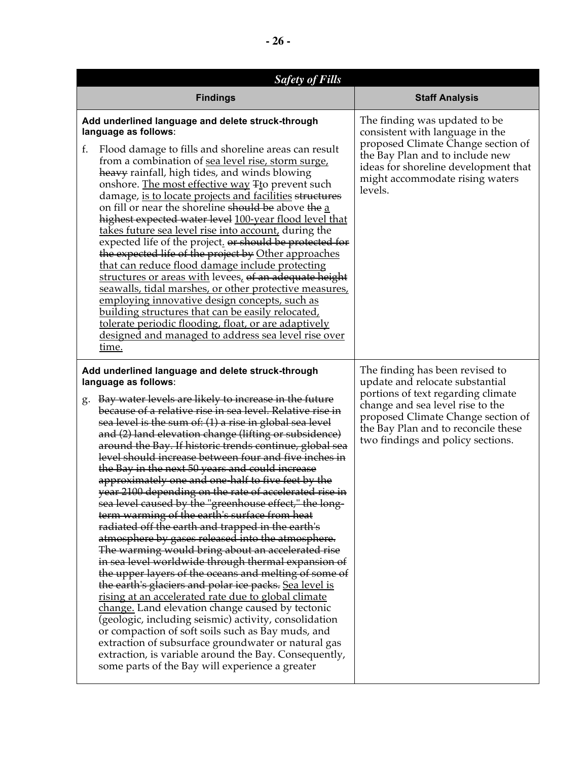| *Safety of Fills* | |
|---|---|
| **Findings** | **Staff Analysis** |
| **Add underlined language and delete struck-through language as follows**:<br><br>f. Flood damage to fills and shoreline areas can result from a combination of <u>sea level rise, storm surge,</u> ~~heavy~~ rainfall, high tides, and winds blowing onshore. <u>The most effective way</u> ~~T~~<u>t</u>o prevent such damage, <u>is to locate projects and facilities</u> ~~structures~~ on fill or near the shoreline ~~should be~~ above ~~the~~ <u>a</u> ~~highest expected water level~~ <u>100-year flood level that takes future sea level rise into account,</u> during the expected life of the project<u>.</u> ~~or should be protected for the expected life of the project by~~ <u>Other approaches that can reduce flood damage include protecting structures or areas with</u> levees<u>,</u> ~~of an adequate height~~ <u>seawalls, tidal marshes, or other protective measures, employing innovative design concepts, such as building structures that can be easily relocated, tolerate periodic flooding, float, or are adaptively designed and managed to address sea level rise over time.</u> | The finding was updated to be consistent with language in the proposed Climate Change section of the Bay Plan and to include new ideas for shoreline development that might accommodate rising waters levels. |
| **Add underlined language and delete struck-through language as follows**:<br><br>g. ~~Bay water levels are likely to increase in the future because of a relative rise in sea level. Relative rise in sea level is the sum of: (1) a rise in global sea level and (2) land elevation change (lifting or subsidence) around the Bay. If historic trends continue, global sea level should increase between four and five inches in the Bay in the next 50 years and could increase approximately one and one-half to five feet by the year 2100 depending on the rate of accelerated rise in sea level caused by the "greenhouse effect," the long-term warming of the earth's surface from heat radiated off the earth and trapped in the earth's atmosphere by gases released into the atmosphere. The warming would bring about an accelerated rise in sea level worldwide through thermal expansion of the upper layers of the oceans and melting of some of the earth's glaciers and polar ice packs.~~ <u>Sea level is rising at an accelerated rate due to global climate change.</u> Land elevation change caused by tectonic (geologic, including seismic) activity, consolidation or compaction of soft soils such as Bay muds, and extraction of subsurface groundwater or natural gas extraction, is variable around the Bay. Consequently, some parts of the Bay will experience a greater | The finding has been revised to update and relocate substantial portions of text regarding climate change and sea level rise to the proposed Climate Change section of the Bay Plan and to reconcile these two findings and policy sections. |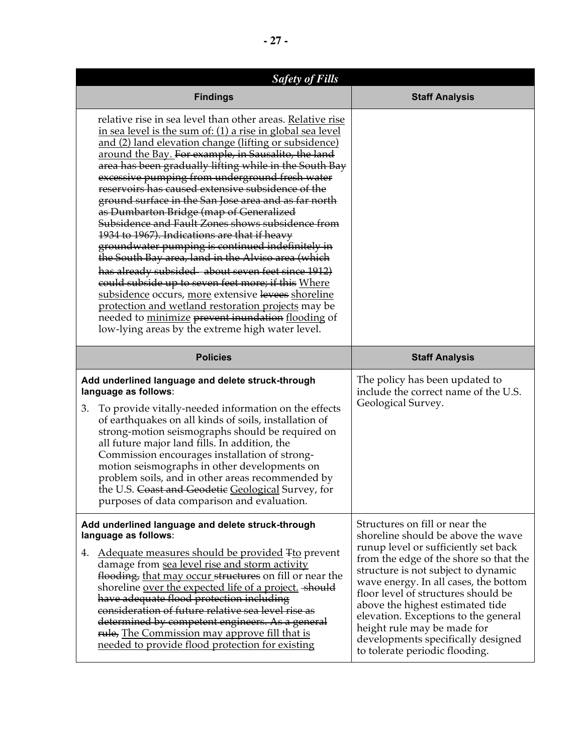| *Safety of Fills* | |
|---|---|
| **Findings** | **Staff Analysis** |
| relative rise in sea level than other areas. <u>Relative rise in sea level is the sum of: (1) a rise in global sea level and (2) land elevation change (lifting or subsidence) around the Bay.</u> ~~For example, in Sausalito, the land area has been gradually lifting while in the South Bay excessive pumping from underground fresh water reservoirs has caused extensive subsidence of the ground surface in the San Jose area and as far north as Dumbarton Bridge (map of Generalized Subsidence and Fault Zones shows subsidence from 1934 to 1967). Indications are that if heavy groundwater pumping is continued indefinitely in the South Bay area, land in the Alviso area (which has already subsided about seven feet since 1912) could subside up to seven feet more; if this~~ <u>Where subsidence</u> occurs, <u>more</u> extensive ~~levees~~ <u>shoreline protection and wetland restoration projects</u> may be needed to <u>minimize</u> ~~prevent inundation~~ <u>flooding</u> of low-lying areas by the extreme high water level. | |
| **Policies** | **Staff Analysis** |
| **Add underlined language and delete struck-through language as follows**:<br><br>3. To provide vitally-needed information on the effects of earthquakes on all kinds of soils, installation of strong-motion seismographs should be required on all future major land fills. In addition, the Commission encourages installation of strong-motion seismographs in other developments on problem soils, and in other areas recommended by the U.S. ~~Coast and Geodetic~~ <u>Geological</u> Survey, for purposes of data comparison and evaluation. | The policy has been updated to include the correct name of the U.S. Geological Survey. |
| **Add underlined language and delete struck-through language as follows**:<br><br>4. <u>Adequate measures should be provided</u> ~~T~~<u>to</u> prevent damage from <u>sea level rise and storm activity</u> ~~flooding,~~ <u>that may occur</u> ~~structures~~ on fill or near the shoreline <u>over the expected life of a project.</u> ~~should have adequate flood protection including consideration of future relative sea level rise as determined by competent engineers. As a general rule,~~ <u>The Commission may approve fill that is needed to provide flood protection for existing</u> | Structures on fill or near the shoreline should be above the wave runup level or sufficiently set back from the edge of the shore so that the structure is not subject to dynamic wave energy. In all cases, the bottom floor level of structures should be above the highest estimated tide elevation. Exceptions to the general height rule may be made for developments specifically designed to tolerate periodic flooding. |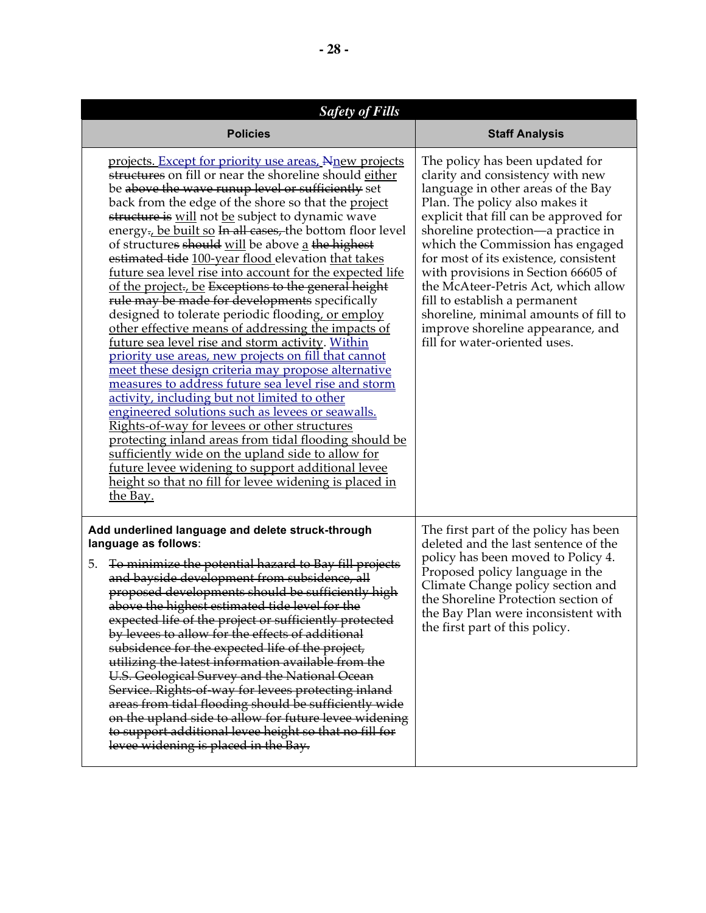| *Safety of Fills* | |
|---|---|
| **Policies** | **Staff Analysis** |
| <u>projects.</u> <u>Except for priority use areas,</u> ~~N~~<u>n</u>ew <u>projects</u> ~~structures~~ on fill or near the shoreline should <u>either</u> be ~~above the wave runup level or sufficiently~~ set back from the edge of the shore so that the <u>project</u> ~~structure is~~ <u>will</u> not <u>be</u> subject to dynamic wave energy~~.~~<u>, be built so</u> ~~In all cases,~~ the bottom floor level of structure~~s~~ ~~should~~ <u>will</u> be above <u>a</u> ~~the highest estimated tide~~ <u>100-year flood</u> elevation <u>that takes future sea level rise into account for the expected life of the project</u>~~.~~<u>, be</u> ~~Exceptions to the general height rule may be made for developments~~ specifically designed to tolerate periodic flooding<u>, or employ other effective means of addressing the impacts of future sea level rise and storm activity</u>. <u>Within priority use areas, new projects on fill that cannot meet these design criteria may propose alternative measures to address future sea level rise and storm activity, including but not limited to other engineered solutions such as levees or seawalls.</u> <u>Rights-of-way for levees or other structures protecting inland areas from tidal flooding should be sufficiently wide on the upland side to allow for future levee widening to support additional levee height so that no fill for levee widening is placed in the Bay.</u> | The policy has been updated for clarity and consistency with new language in other areas of the Bay Plan. The policy also makes it explicit that fill can be approved for shoreline protection—a practice in which the Commission has engaged for most of its existence, consistent with provisions in Section 66605 of the McAteer-Petris Act, which allow fill to establish a permanent shoreline, minimal amounts of fill to improve shoreline appearance, and fill for water-oriented uses. |
| **Add underlined language and delete struck-through language as follows**:<br><br>5. ~~To minimize the potential hazard to Bay fill projects and bayside development from subsidence, all proposed developments should be sufficiently high above the highest estimated tide level for the expected life of the project or sufficiently protected by levees to allow for the effects of additional subsidence for the expected life of the project, utilizing the latest information available from the U.S. Geological Survey and the National Ocean Service. Rights-of-way for levees protecting inland areas from tidal flooding should be sufficiently wide on the upland side to allow for future levee widening to support additional levee height so that no fill for levee widening is placed in the Bay.~~ | The first part of the policy has been deleted and the last sentence of the policy has been moved to Policy 4. Proposed policy language in the Climate Change policy section and the Shoreline Protection section of the Bay Plan were inconsistent with the first part of this policy. |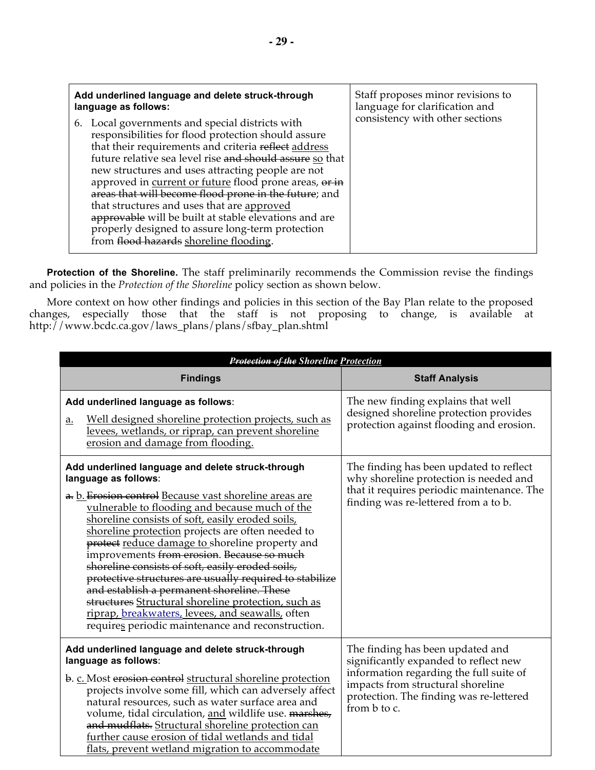| **Add underlined language and delete struck-through language as follows:**<br><br>6. Local governments and special districts with responsibilities for flood protection should assure that their requirements and criteria ~~reflect~~ <u>address</u> future relative sea level rise ~~and should assure~~ <u>so</u> that new structures and uses attracting people are not approved in <u>current or future</u> flood prone areas, ~~or in areas that will become flood prone in the future~~; and that structures and uses that are <u>approved</u> ~~approvable~~ will be built at stable elevations and are properly designed to assure long-term protection from ~~flood hazards~~ <u>shoreline flooding</u>. | Staff proposes minor revisions to language for clarification and consistency with other sections |
|---|---|

**Protection of the Shoreline.** The staff preliminarily recommends the Commission revise the findings and policies in the *Protection of the Shoreline* policy section as shown below.

More context on how other findings and policies in this section of the Bay Plan relate to the proposed changes, especially those that the staff is not proposing to change, is available at http://www.bcdc.ca.gov/laws_plans/plans/sfbay_plan.shtml

| ***~~Protection of the~~ Shoreline <u>Protection</u>*** | |
|---|---|
| **Findings** | **Staff Analysis** |
| **Add underlined language as follows**:<br><br><u>a.</u> <u>Well designed shoreline protection projects, such as levees, wetlands, or riprap, can prevent shoreline erosion and damage from flooding.</u> | The new finding explains that well designed shoreline protection provides protection against flooding and erosion. |
| **Add underlined language and delete struck-through language as follows**:<br><br>~~a.~~ <u>b.</u> ~~Erosion control~~ <u>Because vast shoreline areas are vulnerable to flooding and because much of the shoreline consists of soft, easily eroded soils, shoreline protection</u> projects are often needed to ~~protect~~ <u>reduce damage to</u> shoreline property and improvements ~~from erosion~~. ~~Because so much shoreline consists of soft, easily eroded soils, protective structures are usually required to stabilize and establish a permanent shoreline. These structures~~ <u>Structural shoreline protection, such as riprap, breakwaters, levees, and seawalls,</u> often require<u>s</u> periodic maintenance and reconstruction. | The finding has been updated to reflect why shoreline protection is needed and that it requires periodic maintenance. The finding was re-lettered from a to b. |
| **Add underlined language and delete struck-through language as follows**:<br><br>~~b.~~ <u>c.</u> Most ~~erosion control~~ <u>structural shoreline protection</u> projects involve some fill, which can adversely affect natural resources, such as water surface area and volume, tidal circulation, <u>and</u> wildlife use. ~~marshes, and mudflats.~~ <u>Structural shoreline protection can further cause erosion of tidal wetlands and tidal flats, prevent wetland migration to accommodate</u> | The finding has been updated and significantly expanded to reflect new information regarding the full suite of impacts from structural shoreline protection. The finding was re-lettered from b to c. |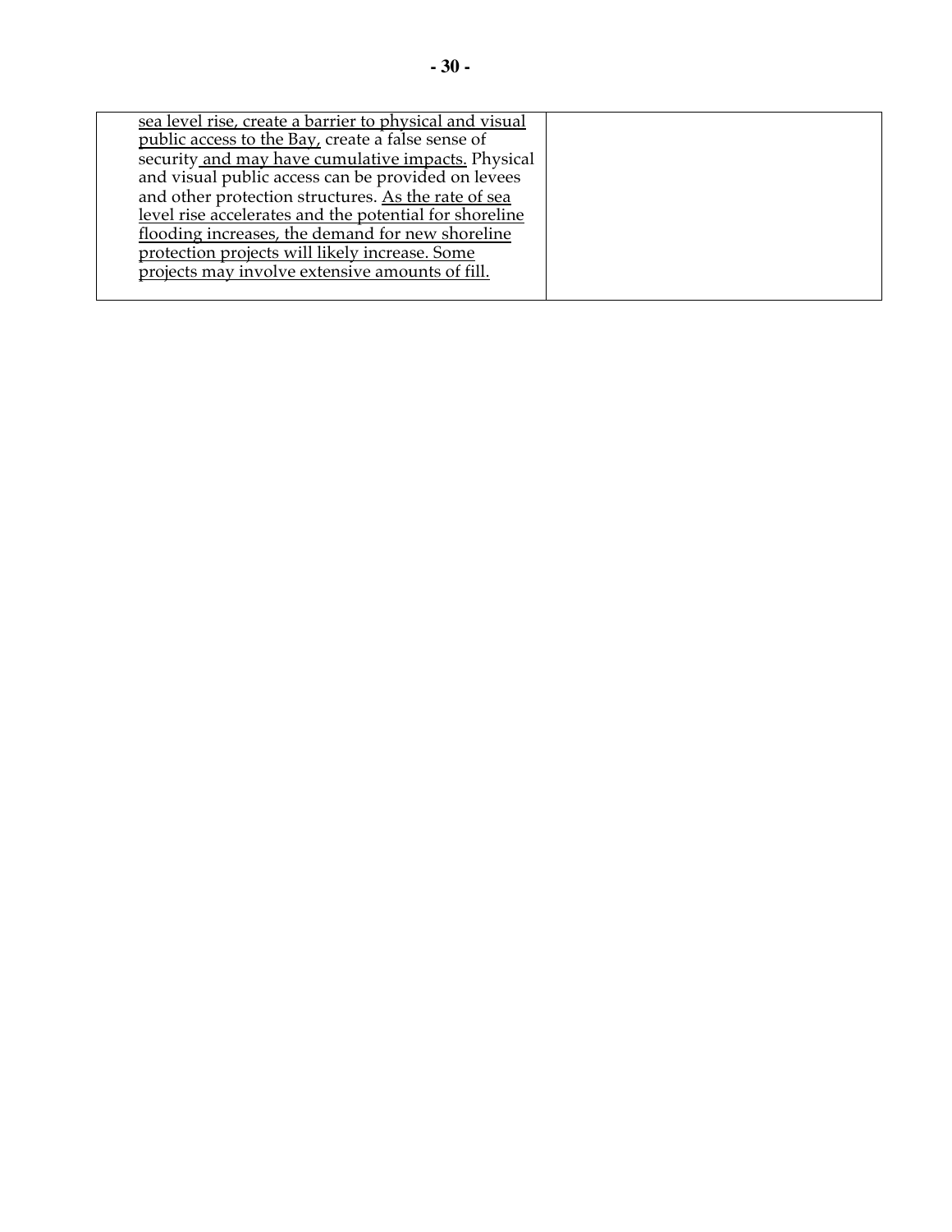| | |
|---|---|
| <u>sea level rise, create a barrier to physical and visual public access to the Bay,</u> create a false sense of security <u>and may have cumulative impacts.</u> Physical and visual public access can be provided on levees and other protection structures. <u>As the rate of sea level rise accelerates and the potential for shoreline flooding increases, the demand for new shoreline protection projects will likely increase. Some projects may involve extensive amounts of fill.</u> | |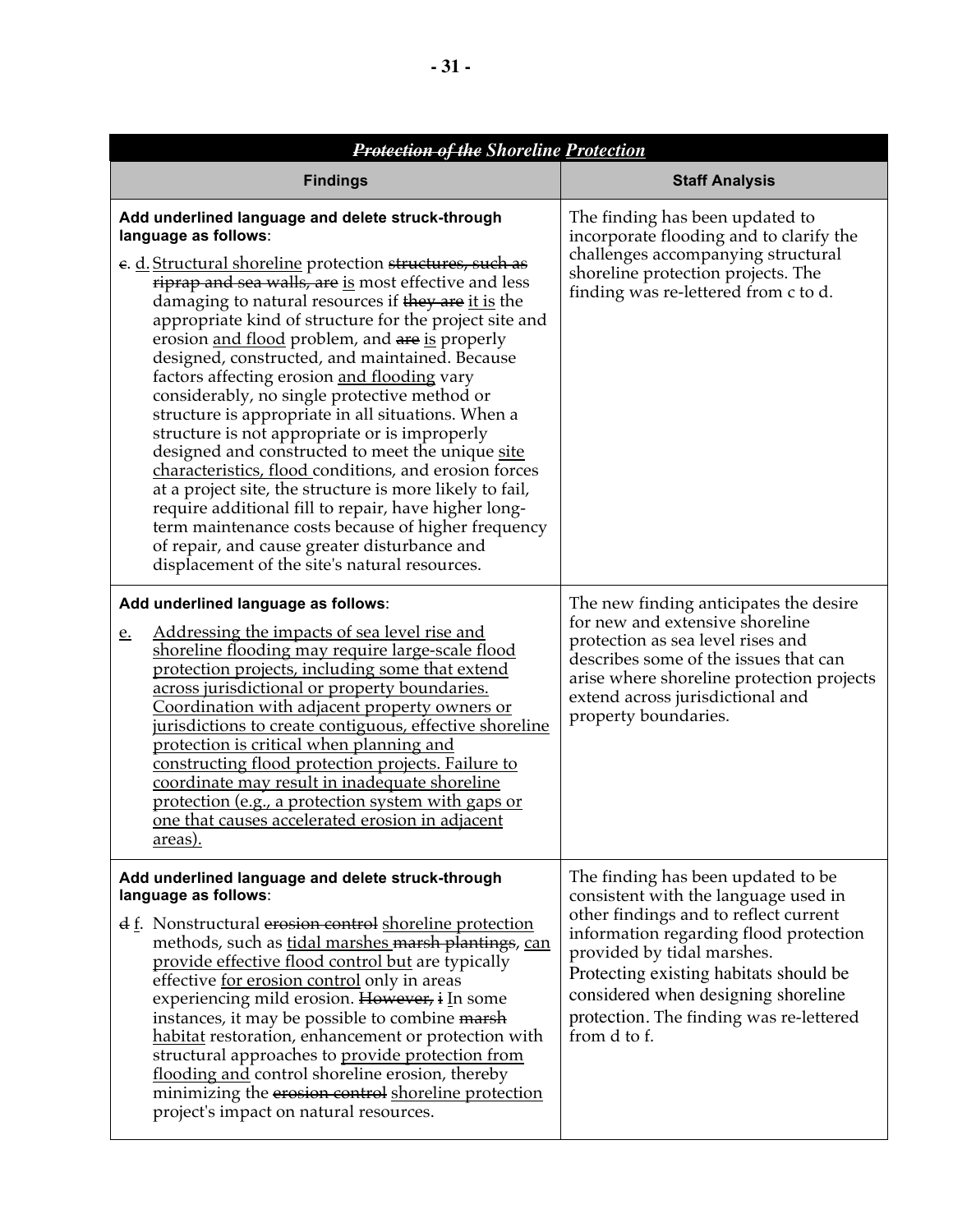| ~~*Protection of the*~~ *Shoreline* <u>*Protection*</u> | |
|---|---|
| **Findings** | **Staff Analysis** |
| **Add underlined language and delete struck-through language as follows**:<br><br>~~c.~~ <u>d.</u> <u>Structural shoreline</u> protection ~~structures, such as riprap and sea walls, are~~ <u>is</u> most effective and less damaging to natural resources if ~~they are~~ <u>it is</u> the appropriate kind of structure for the project site and erosion <u>and flood</u> problem, and ~~are~~ <u>is</u> properly designed, constructed, and maintained. Because factors affecting erosion <u>and flooding</u> vary considerably, no single protective method or structure is appropriate in all situations. When a structure is not appropriate or is improperly designed and constructed to meet the unique <u>site characteristics, flood</u> conditions, and erosion forces at a project site, the structure is more likely to fail, require additional fill to repair, have higher long-term maintenance costs because of higher frequency of repair, and cause greater disturbance and displacement of the site's natural resources. | The finding has been updated to incorporate flooding and to clarify the challenges accompanying structural shoreline protection projects. The finding was re-lettered from c to d. |
| **Add underlined language as follows**:<br><br><u>e.</u> <u>Addressing the impacts of sea level rise and shoreline flooding may require large-scale flood protection projects, including some that extend across jurisdictional or property boundaries. Coordination with adjacent property owners or jurisdictions to create contiguous, effective shoreline protection is critical when planning and constructing flood protection projects. Failure to coordinate may result in inadequate shoreline protection (e.g., a protection system with gaps or one that causes accelerated erosion in adjacent areas).</u> | The new finding anticipates the desire for new and extensive shoreline protection as sea level rises and describes some of the issues that can arise where shoreline protection projects extend across jurisdictional and property boundaries. |
| **Add underlined language and delete struck-through language as follows**:<br><br>~~d~~ <u>f</u>. Nonstructural ~~erosion control~~ <u>shoreline protection</u> methods, such as <u>tidal marshes</u> ~~marsh plantings~~, <u>can provide effective flood control but</u> are typically effective <u>for erosion control</u> only in areas experiencing mild erosion. ~~However, i~~ <u>I</u>n some instances, it may be possible to combine ~~marsh~~ <u>habitat</u> restoration, enhancement or protection with structural approaches to <u>provide protection from flooding and</u> control shoreline erosion, thereby minimizing the ~~erosion control~~ <u>shoreline protection</u> project's impact on natural resources. | The finding has been updated to be consistent with the language used in other findings and to reflect current information regarding flood protection provided by tidal marshes. Protecting existing habitats should be considered when designing shoreline protection. The finding was re-lettered from d to f. |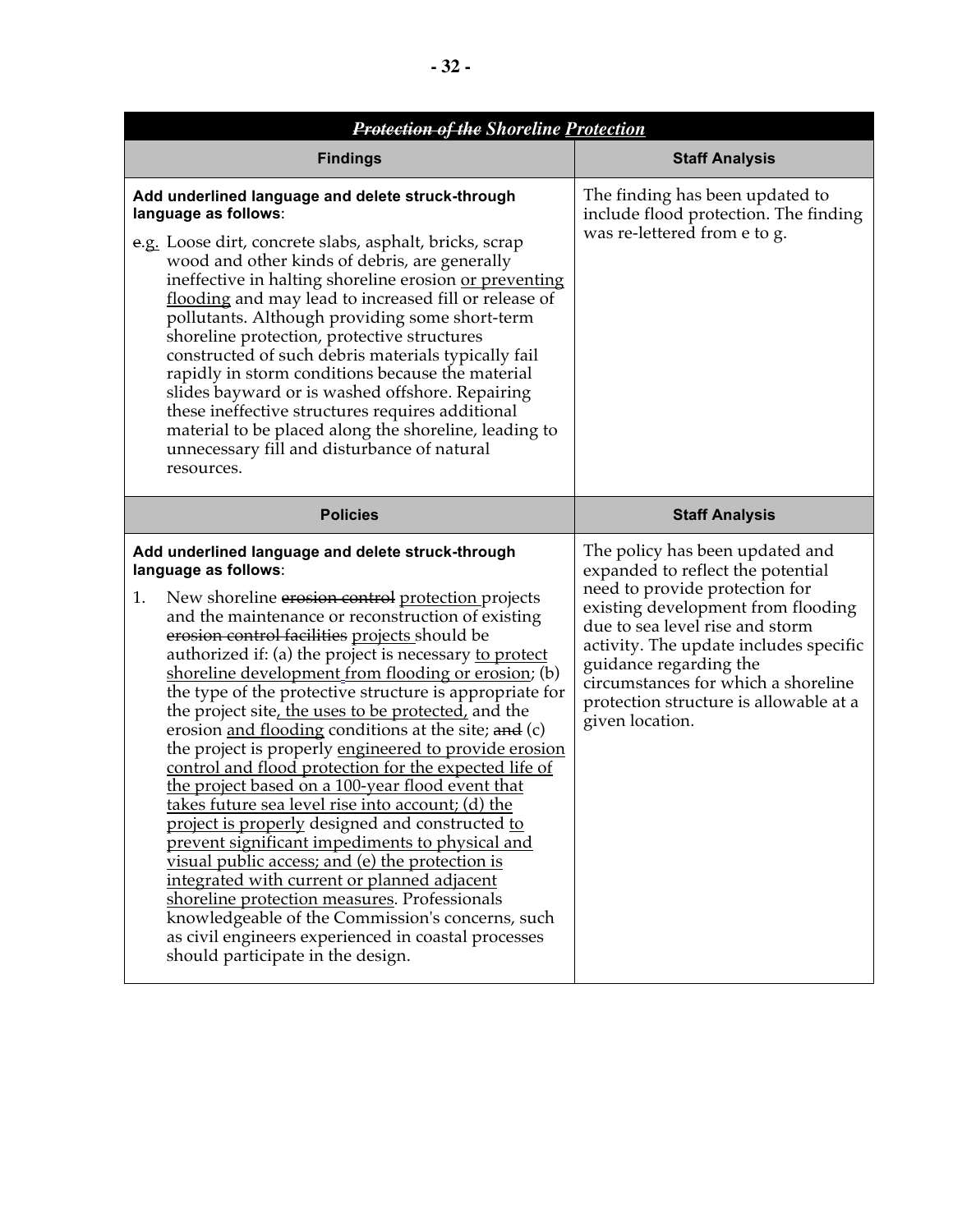| ~~*Protection of the*~~ *Shoreline* <u>*Protection*</u> | |
|---|---|
| **Findings** | **Staff Analysis** |
| **Add underlined language and delete struck-through language as follows**:<br><br>~~e.~~<u>g.</u> Loose dirt, concrete slabs, asphalt, bricks, scrap wood and other kinds of debris, are generally ineffective in halting shoreline erosion <u>or preventing flooding</u> and may lead to increased fill or release of pollutants. Although providing some short-term shoreline protection, protective structures constructed of such debris materials typically fail rapidly in storm conditions because the material slides bayward or is washed offshore. Repairing these ineffective structures requires additional material to be placed along the shoreline, leading to unnecessary fill and disturbance of natural resources. | The finding has been updated to include flood protection. The finding was re-lettered from e to g. |
| **Policies** | **Staff Analysis** |
| **Add underlined language and delete struck-through language as follows**:<br><br>1. New shoreline ~~erosion control~~ <u>protection</u> projects and the maintenance or reconstruction of existing ~~erosion control facilities~~ <u>projects</u> should be authorized if: (a) the project is necessary <u>to protect shoreline development from flooding or erosion</u>; (b) the type of the protective structure is appropriate for the project site<u>, the uses to be protected,</u> and the erosion <u>and flooding</u> conditions at the site; ~~and~~ (c) the project is properly <u>engineered to provide erosion control and flood protection for the expected life of the project based on a 100-year flood event that takes future sea level rise into account; (d) the project is properly</u> designed and constructed <u>to prevent significant impediments to physical and visual public access; and (e) the protection is integrated with current or planned adjacent shoreline protection measures</u>. Professionals knowledgeable of the Commission's concerns, such as civil engineers experienced in coastal processes should participate in the design. | The policy has been updated and expanded to reflect the potential need to provide protection for existing development from flooding due to sea level rise and storm activity. The update includes specific guidance regarding the circumstances for which a shoreline protection structure is allowable at a given location. |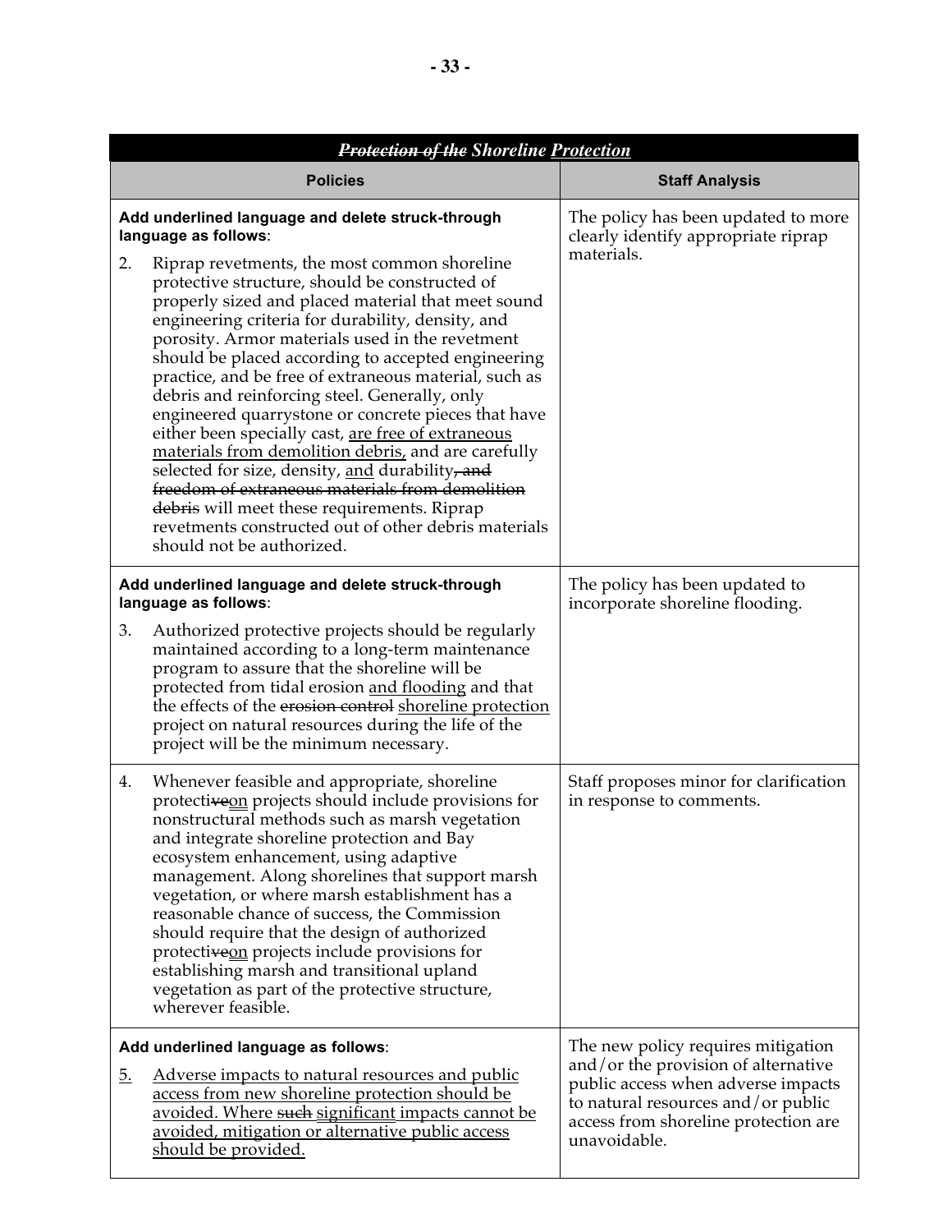| ~~*Protection of the*~~ *Shoreline* <u>*Protection*</u> | |
|---|---|
| **Policies** | **Staff Analysis** |
| **Add underlined language and delete struck-through language as follows**:<br><br>2. Riprap revetments, the most common shoreline protective structure, should be constructed of properly sized and placed material that meet sound engineering criteria for durability, density, and porosity. Armor materials used in the revetment should be placed according to accepted engineering practice, and be free of extraneous material, such as debris and reinforcing steel. Generally, only engineered quarrystone or concrete pieces that have either been specially cast, <u>are free of extraneous materials from demolition debris,</u> and are carefully selected for size, density, <u>and</u> durability~~, and freedom of extraneous materials from demolition debris~~ will meet these requirements. Riprap revetments constructed out of other debris materials should not be authorized. | The policy has been updated to more clearly identify appropriate riprap materials. |
| **Add underlined language and delete struck-through language as follows**:<br><br>3. Authorized protective projects should be regularly maintained according to a long-term maintenance program to assure that the shoreline will be protected from tidal erosion <u>and flooding</u> and that the effects of the ~~erosion control~~ <u>shoreline protection</u> project on natural resources during the life of the project will be the minimum necessary. | The policy has been updated to incorporate shoreline flooding. |
| 4. Whenever feasible and appropriate, shoreline protecti~~ve~~<u>on</u> projects should include provisions for nonstructural methods such as marsh vegetation and integrate shoreline protection and Bay ecosystem enhancement, using adaptive management. Along shorelines that support marsh vegetation, or where marsh establishment has a reasonable chance of success, the Commission should require that the design of authorized protecti~~ve~~<u>on</u> projects include provisions for establishing marsh and transitional upland vegetation as part of the protective structure, wherever feasible. | Staff proposes minor for clarification in response to comments. |
| **Add underlined language as follows**:<br><br><u>5.</u> <u>Adverse impacts to natural resources and public access from new shoreline protection should be avoided. Where</u> ~~<u>such</u>~~ <u>significant impacts cannot be avoided, mitigation or alternative public access should be provided.</u> | The new policy requires mitigation and/or the provision of alternative public access when adverse impacts to natural resources and/or public access from shoreline protection are unavoidable. |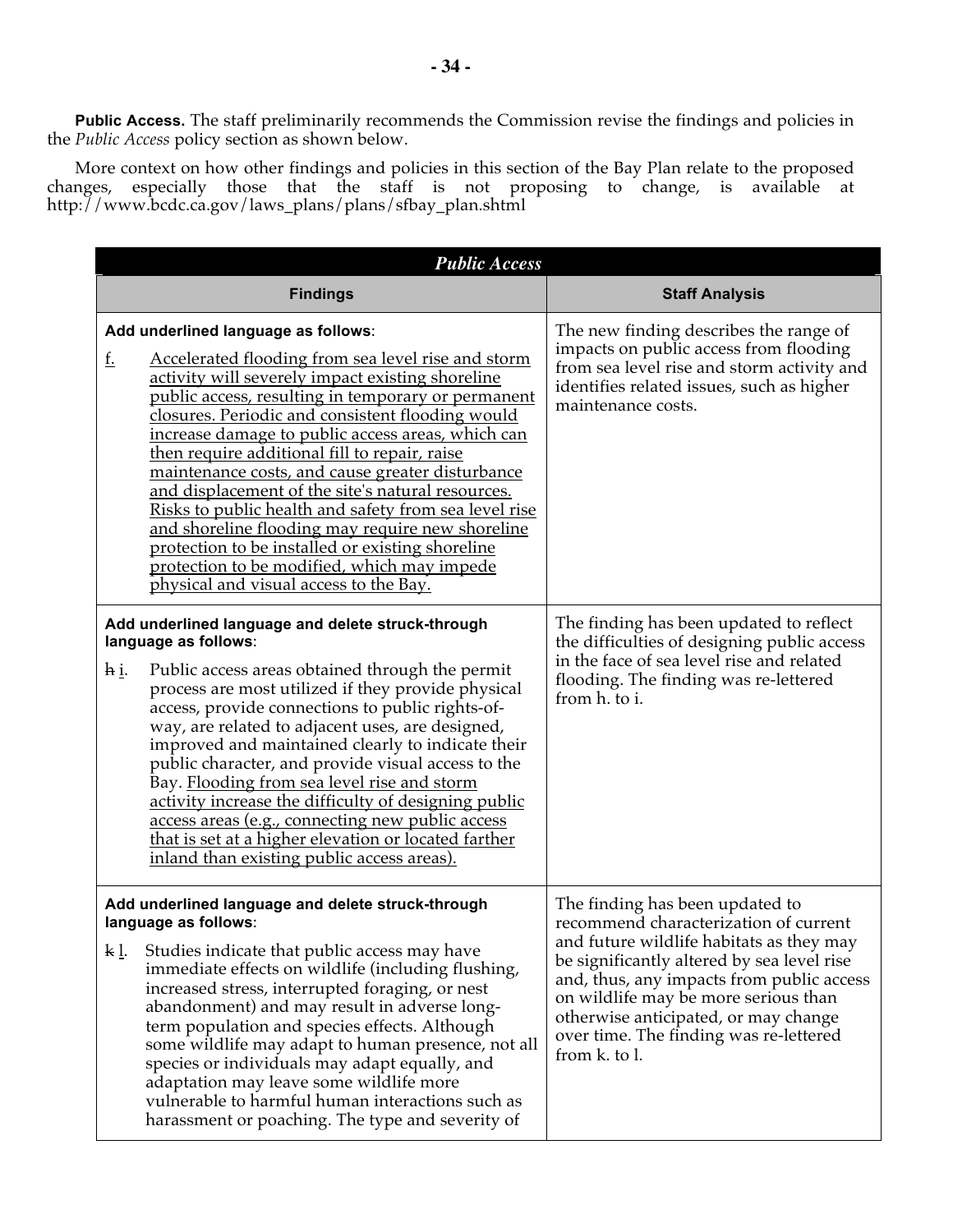**Public Access.** The staff preliminarily recommends the Commission revise the findings and policies in the *Public Access* policy section as shown below.

More context on how other findings and policies in this section of the Bay Plan relate to the proposed changes, especially those that the staff is not proposing to change, is available at http://www.bcdc.ca.gov/laws_plans/plans/sfbay_plan.shtml

| ***Public Access*** | |
|---|---|
| **Findings** | **Staff Analysis** |
| **Add underlined language as follows:**<br><br><u>f.</u> <u>Accelerated flooding from sea level rise and storm activity will severely impact existing shoreline public access, resulting in temporary or permanent closures. Periodic and consistent flooding would increase damage to public access areas, which can then require additional fill to repair, raise maintenance costs, and cause greater disturbance and displacement of the site's natural resources. Risks to public health and safety from sea level rise and shoreline flooding may require new shoreline protection to be installed or existing shoreline protection to be modified, which may impede physical and visual access to the Bay.</u> | The new finding describes the range of impacts on public access from flooding from sea level rise and storm activity and identifies related issues, such as higher maintenance costs. |
| **Add underlined language and delete struck-through language as follows:**<br><br>~~h~~ <u>i</u>. Public access areas obtained through the permit process are most utilized if they provide physical access, provide connections to public rights-of-way, are related to adjacent uses, are designed, improved and maintained clearly to indicate their public character, and provide visual access to the Bay. <u>Flooding from sea level rise and storm activity increase the difficulty of designing public access areas (e.g., connecting new public access that is set at a higher elevation or located farther inland than existing public access areas).</u> | The finding has been updated to reflect the difficulties of designing public access in the face of sea level rise and related flooding. The finding was re-lettered from h. to i. |
| **Add underlined language and delete struck-through language as follows:**<br><br>~~k~~ <u>l</u>. Studies indicate that public access may have immediate effects on wildlife (including flushing, increased stress, interrupted foraging, or nest abandonment) and may result in adverse long-term population and species effects. Although some wildlife may adapt to human presence, not all species or individuals may adapt equally, and adaptation may leave some wildlife more vulnerable to harmful human interactions such as harassment or poaching. The type and severity of | The finding has been updated to recommend characterization of current and future wildlife habitats as they may be significantly altered by sea level rise and, thus, any impacts from public access on wildlife may be more serious than otherwise anticipated, or may change over time. The finding was re-lettered from k. to l. |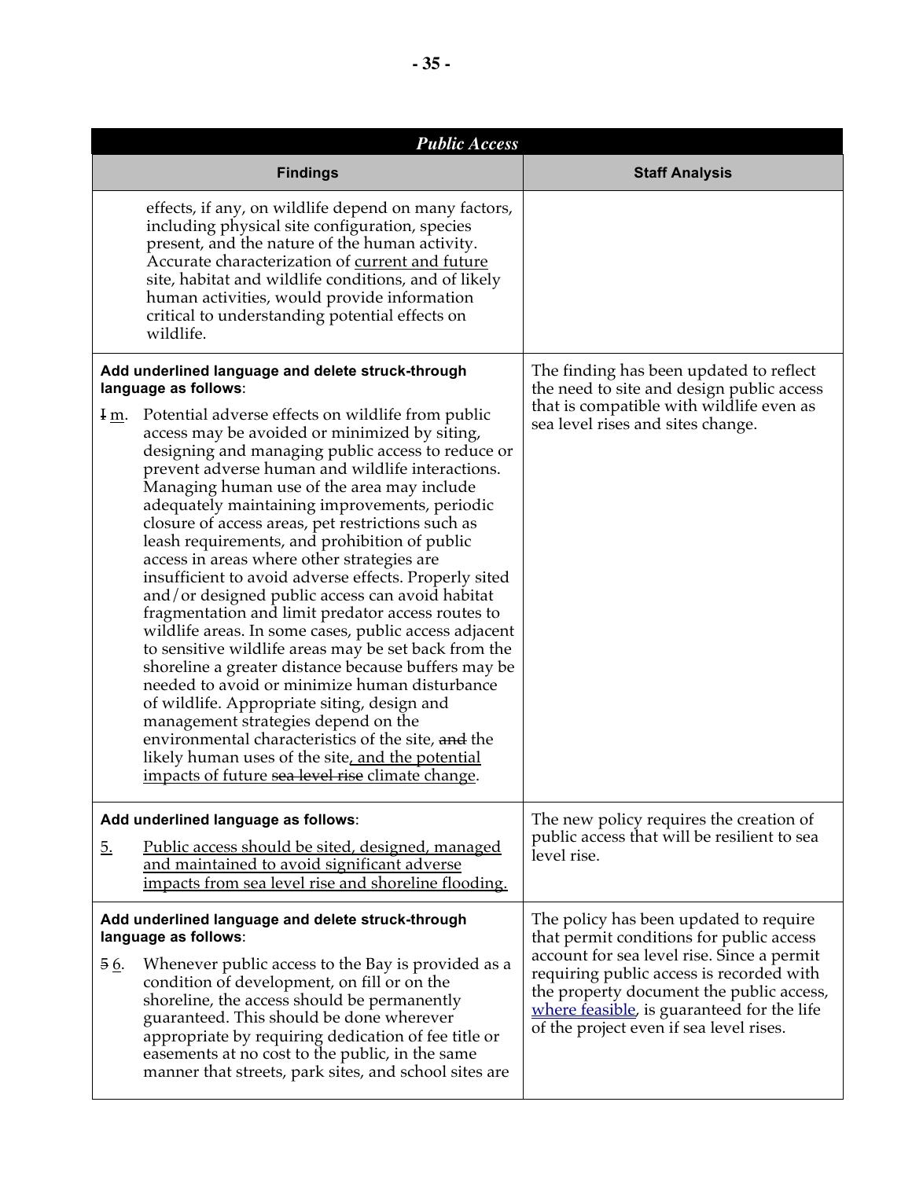| *Public Access* | |
|---|---|
| **Findings** | **Staff Analysis** |
| effects, if any, on wildlife depend on many factors, including physical site configuration, species present, and the nature of the human activity. Accurate characterization of <u>current and future</u> site, habitat and wildlife conditions, and of likely human activities, would provide information critical to understanding potential effects on wildlife. | |
| **Add underlined language and delete struck-through language as follows**:<br><br>~~l~~ <u>m</u>. Potential adverse effects on wildlife from public access may be avoided or minimized by siting, designing and managing public access to reduce or prevent adverse human and wildlife interactions. Managing human use of the area may include adequately maintaining improvements, periodic closure of access areas, pet restrictions such as leash requirements, and prohibition of public access in areas where other strategies are insufficient to avoid adverse effects. Properly sited and/or designed public access can avoid habitat fragmentation and limit predator access routes to wildlife areas. In some cases, public access adjacent to sensitive wildlife areas may be set back from the shoreline a greater distance because buffers may be needed to avoid or minimize human disturbance of wildlife. Appropriate siting, design and management strategies depend on the environmental characteristics of the site, ~~and~~ the likely human uses of the site<u>, and the potential impacts of future</u> ~~sea level rise~~ <u>climate change</u>. | The finding has been updated to reflect the need to site and design public access that is compatible with wildlife even as sea level rises and sites change. |
| **Add underlined language as follows**:<br><br><u>5.</u> <u>Public access should be sited, designed, managed and maintained to avoid significant adverse impacts from sea level rise and shoreline flooding.</u> | The new policy requires the creation of public access that will be resilient to sea level rise. |
| **Add underlined language and delete struck-through language as follows**:<br><br>~~5~~ <u>6</u>. Whenever public access to the Bay is provided as a condition of development, on fill or on the shoreline, the access should be permanently guaranteed. This should be done wherever appropriate by requiring dedication of fee title or easements at no cost to the public, in the same manner that streets, park sites, and school sites are | The policy has been updated to require that permit conditions for public access account for sea level rise. Since a permit requiring public access is recorded with the property document the public access, <u>where feasible</u>, is guaranteed for the life of the project even if sea level rises. |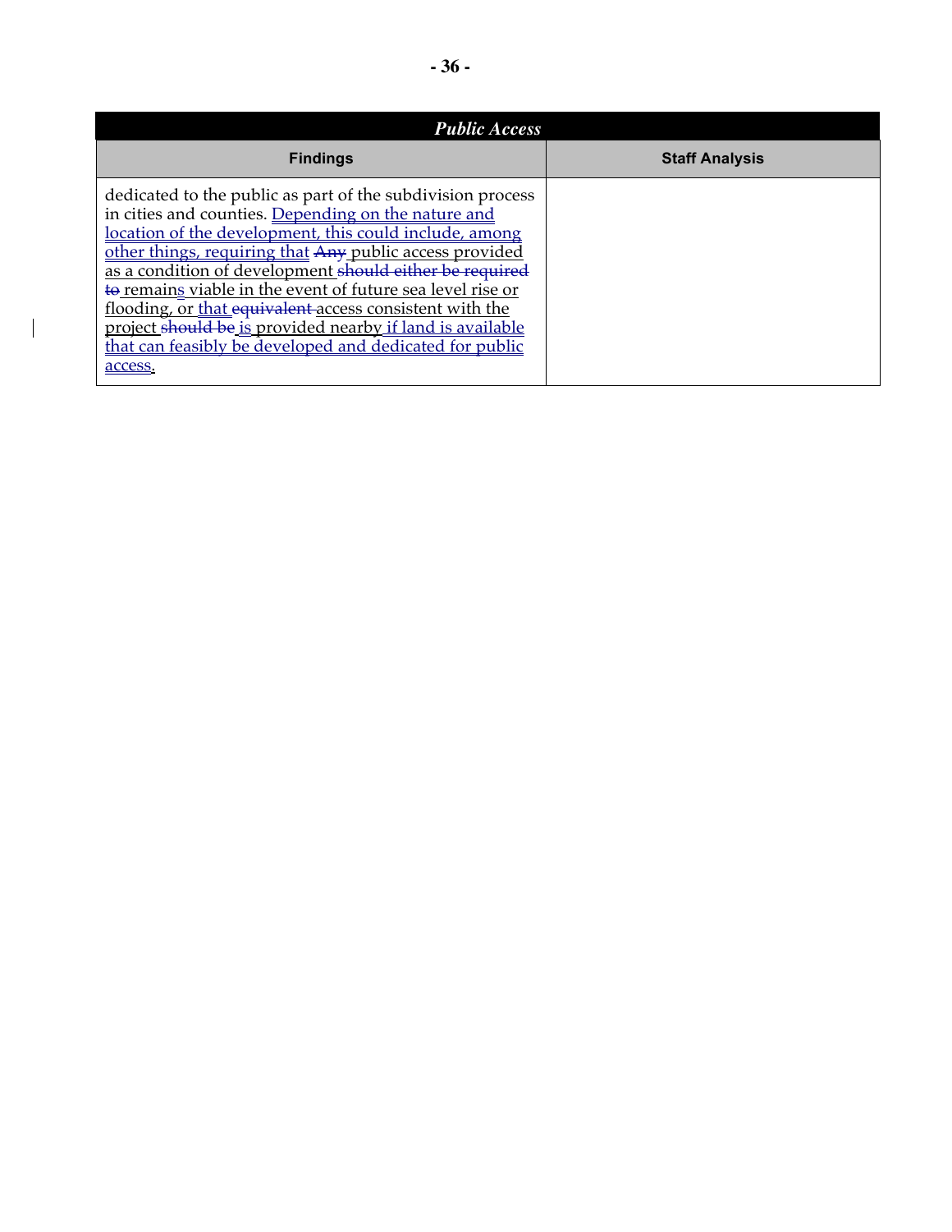| Public Access | |
|---|---|
| **Findings** | **Staff Analysis** |
| dedicated to the public as part of the subdivision process in cities and counties. Depending on the nature and location of the development, this could include, among other things, requiring that ~~Any~~ public access provided as a condition of development ~~should either be required to~~ remains viable in the event of future sea level rise or flooding, or that ~~equivalent~~ access consistent with the project ~~should be~~ is provided nearby if land is available that can feasibly be developed and dedicated for public access. | |